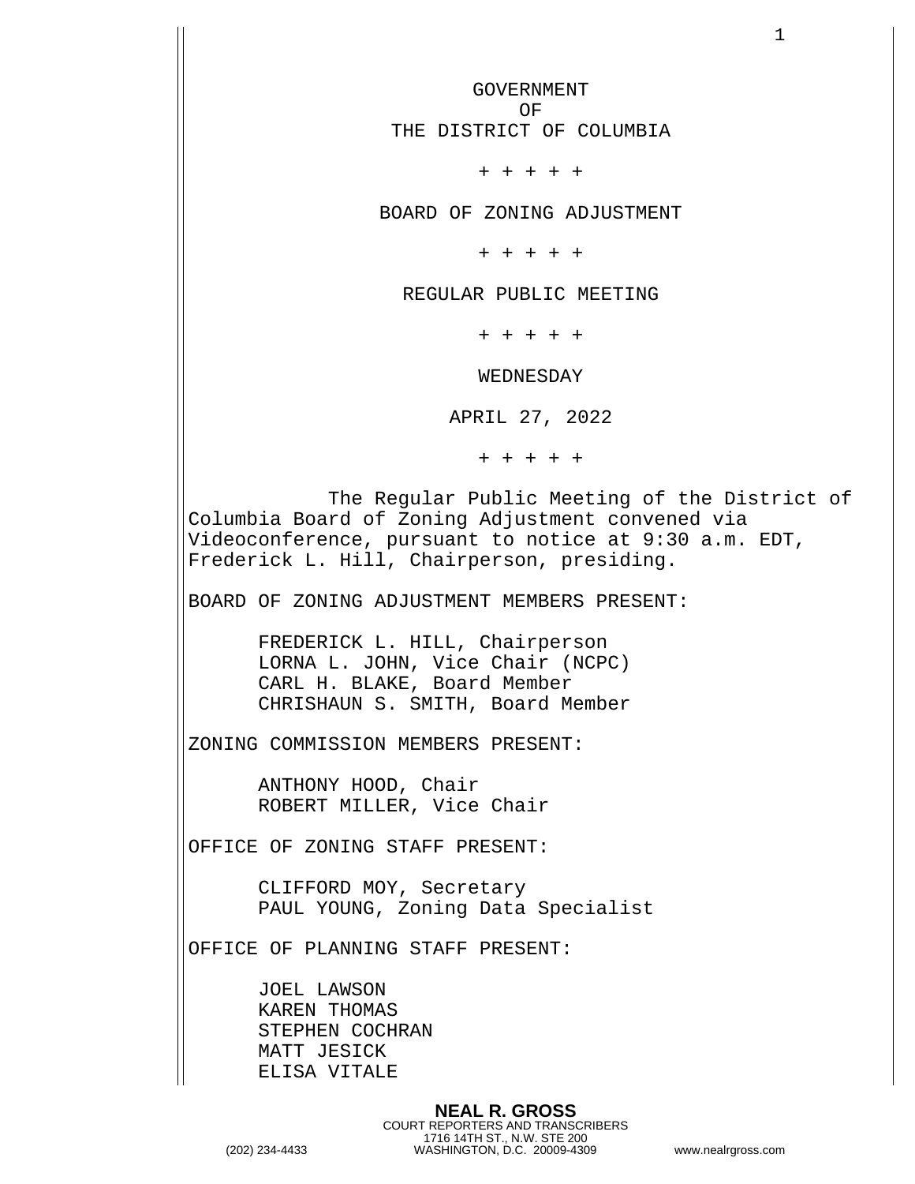GOVERNMENT
OF
THE DISTRICT OF COLUMBIA

+ + + + +

BOARD OF ZONING ADJUSTMENT

+ + + + +

REGULAR PUBLIC MEETING

+ + + + +

WEDNESDAY

APRIL 27, 2022

+ + + + +

The Regular Public Meeting of the District of Columbia Board of Zoning Adjustment convened via Videoconference, pursuant to notice at 9:30 a.m. EDT, Frederick L. Hill, Chairperson, presiding.

BOARD OF ZONING ADJUSTMENT MEMBERS PRESENT:

FREDERICK L. HILL, Chairperson
LORNA L. JOHN, Vice Chair (NCPC)
CARL H. BLAKE, Board Member
CHRISHAUN S. SMITH, Board Member

ZONING COMMISSION MEMBERS PRESENT:

ANTHONY HOOD, Chair
ROBERT MILLER, Vice Chair

OFFICE OF ZONING STAFF PRESENT:

CLIFFORD MOY, Secretary
PAUL YOUNG, Zoning Data Specialist

OFFICE OF PLANNING STAFF PRESENT:

JOEL LAWSON
KAREN THOMAS
STEPHEN COCHRAN
MATT JESICK
ELISA VITALE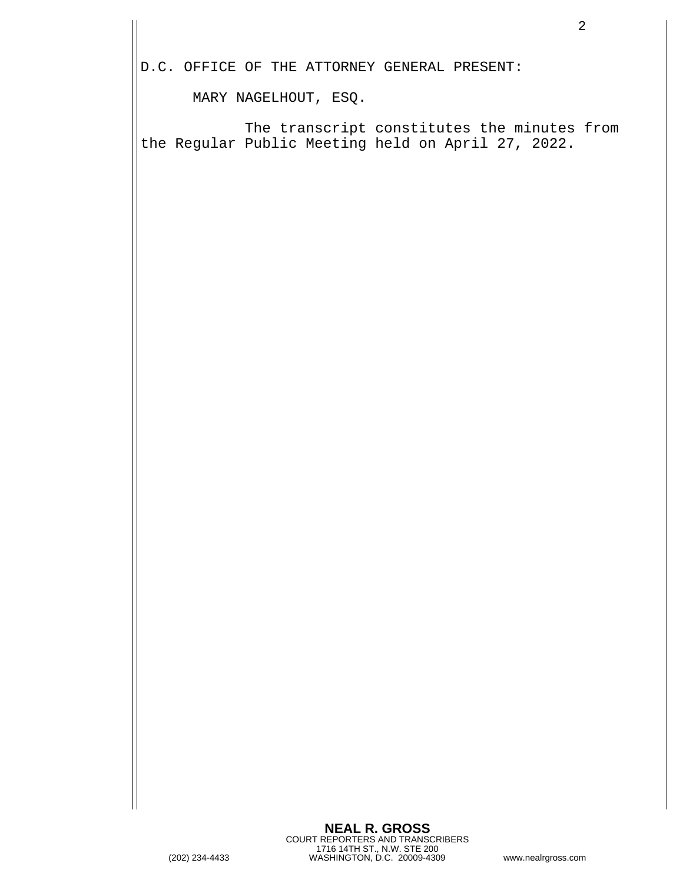D.C. OFFICE OF THE ATTORNEY GENERAL PRESENT:

MARY NAGELHOUT, ESQ.

The transcript constitutes the minutes from the Regular Public Meeting held on April 27, 2022.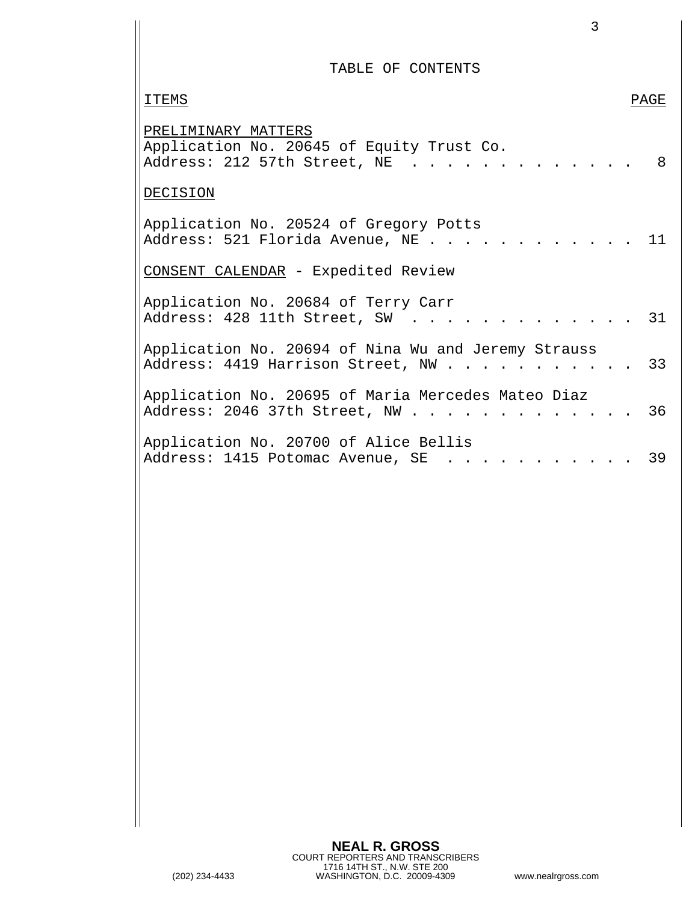# TABLE OF CONTENTS

| ITEMS | PAGE |
| --- | --- |
| **PRELIMINARY MATTERS** | |
| Application No. 20645 of Equity Trust Co. Address: 212 57th Street, NE | 8 |
| **DECISION** | |
| Application No. 20524 of Gregory Potts Address: 521 Florida Avenue, NE | 11 |
| **CONSENT CALENDAR** - Expedited Review | |
| Application No. 20684 of Terry Carr Address: 428 11th Street, SW | 31 |
| Application No. 20694 of Nina Wu and Jeremy Strauss Address: 4419 Harrison Street, NW | 33 |
| Application No. 20695 of Maria Mercedes Mateo Diaz Address: 2046 37th Street, NW | 36 |
| Application No. 20700 of Alice Bellis Address: 1415 Potomac Avenue, SE | 39 |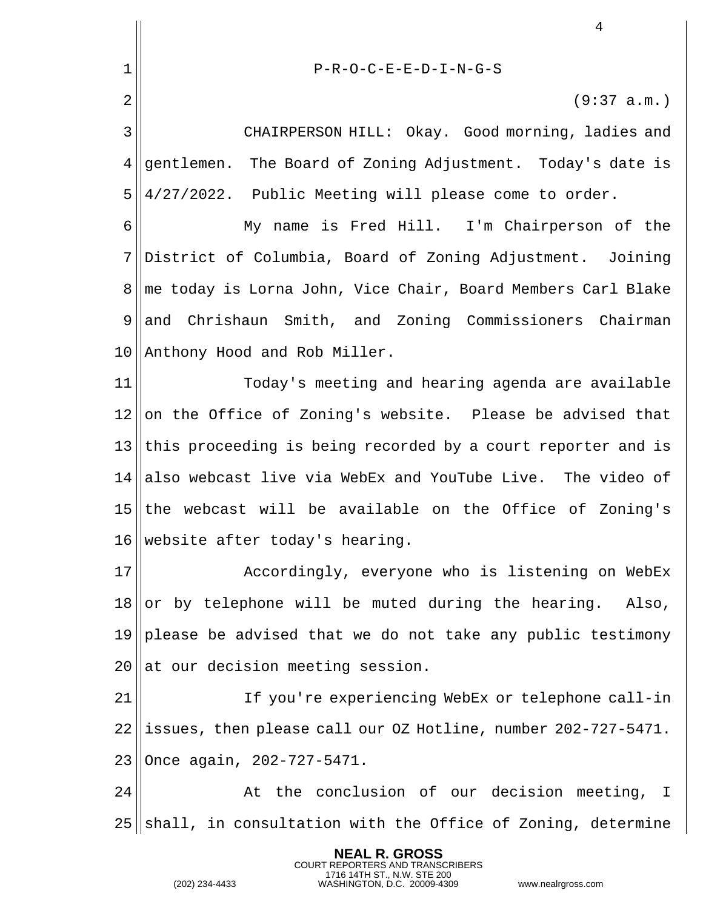P-R-O-C-E-E-D-I-N-G-S

(9:37 a.m.)

CHAIRPERSON HILL: Okay. Good morning, ladies and gentlemen. The Board of Zoning Adjustment. Today's date is 4/27/2022. Public Meeting will please come to order.

My name is Fred Hill. I'm Chairperson of the District of Columbia, Board of Zoning Adjustment. Joining me today is Lorna John, Vice Chair, Board Members Carl Blake and Chrishaun Smith, and Zoning Commissioners Chairman Anthony Hood and Rob Miller.

Today's meeting and hearing agenda are available on the Office of Zoning's website. Please be advised that this proceeding is being recorded by a court reporter and is also webcast live via WebEx and YouTube Live. The video of the webcast will be available on the Office of Zoning's website after today's hearing.

Accordingly, everyone who is listening on WebEx or by telephone will be muted during the hearing. Also, please be advised that we do not take any public testimony at our decision meeting session.

If you're experiencing WebEx or telephone call-in issues, then please call our OZ Hotline, number 202-727-5471. Once again, 202-727-5471.

At the conclusion of our decision meeting, I shall, in consultation with the Office of Zoning, determine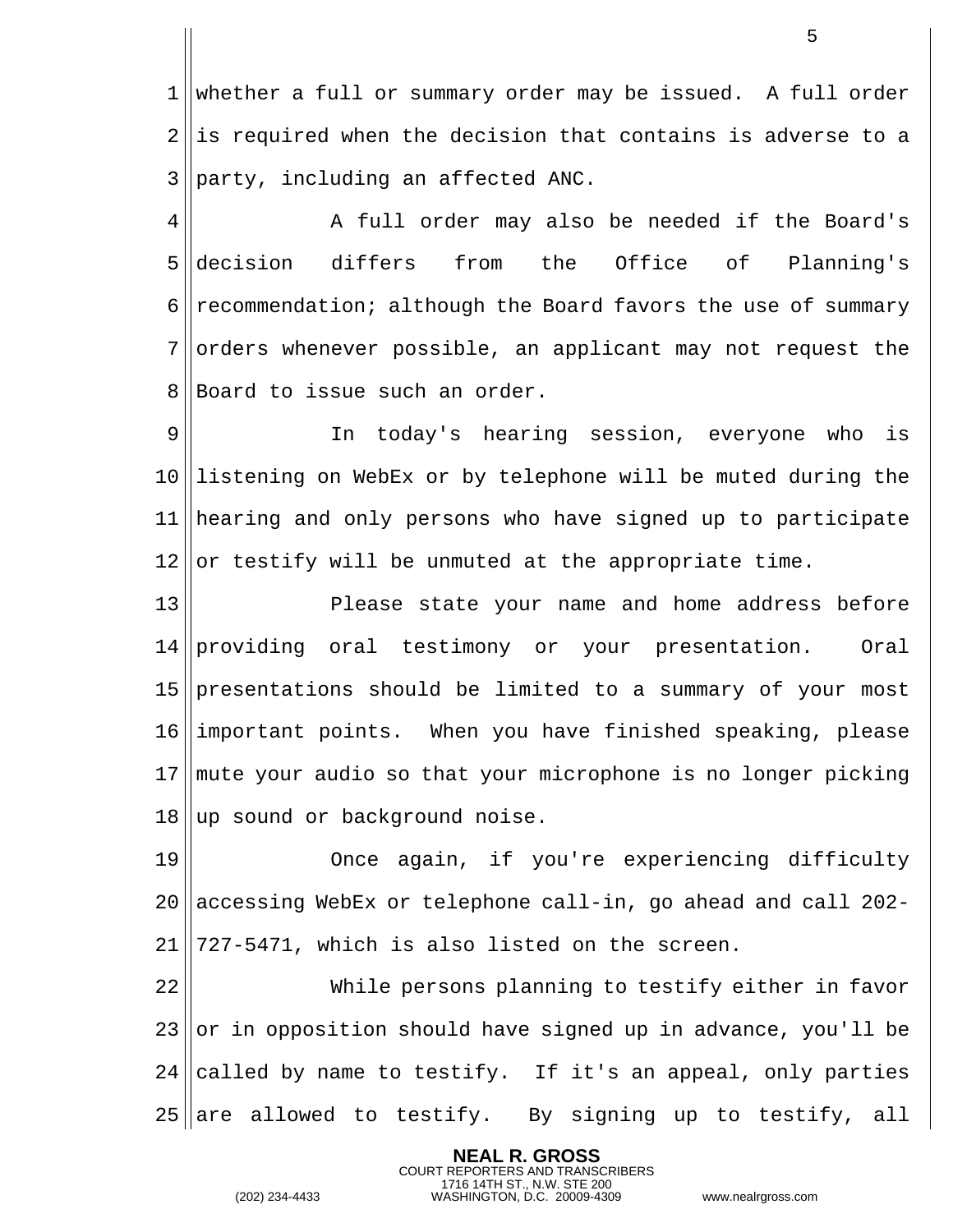whether a full or summary order may be issued. A full order is required when the decision that contains is adverse to a party, including an affected ANC.

A full order may also be needed if the Board's decision differs from the Office of Planning's recommendation; although the Board favors the use of summary orders whenever possible, an applicant may not request the Board to issue such an order.

In today's hearing session, everyone who is listening on WebEx or by telephone will be muted during the hearing and only persons who have signed up to participate or testify will be unmuted at the appropriate time.

Please state your name and home address before providing oral testimony or your presentation. Oral presentations should be limited to a summary of your most important points. When you have finished speaking, please mute your audio so that your microphone is no longer picking up sound or background noise.

Once again, if you're experiencing difficulty accessing WebEx or telephone call-in, go ahead and call 202-727-5471, which is also listed on the screen.

While persons planning to testify either in favor or in opposition should have signed up in advance, you'll be called by name to testify. If it's an appeal, only parties are allowed to testify. By signing up to testify, all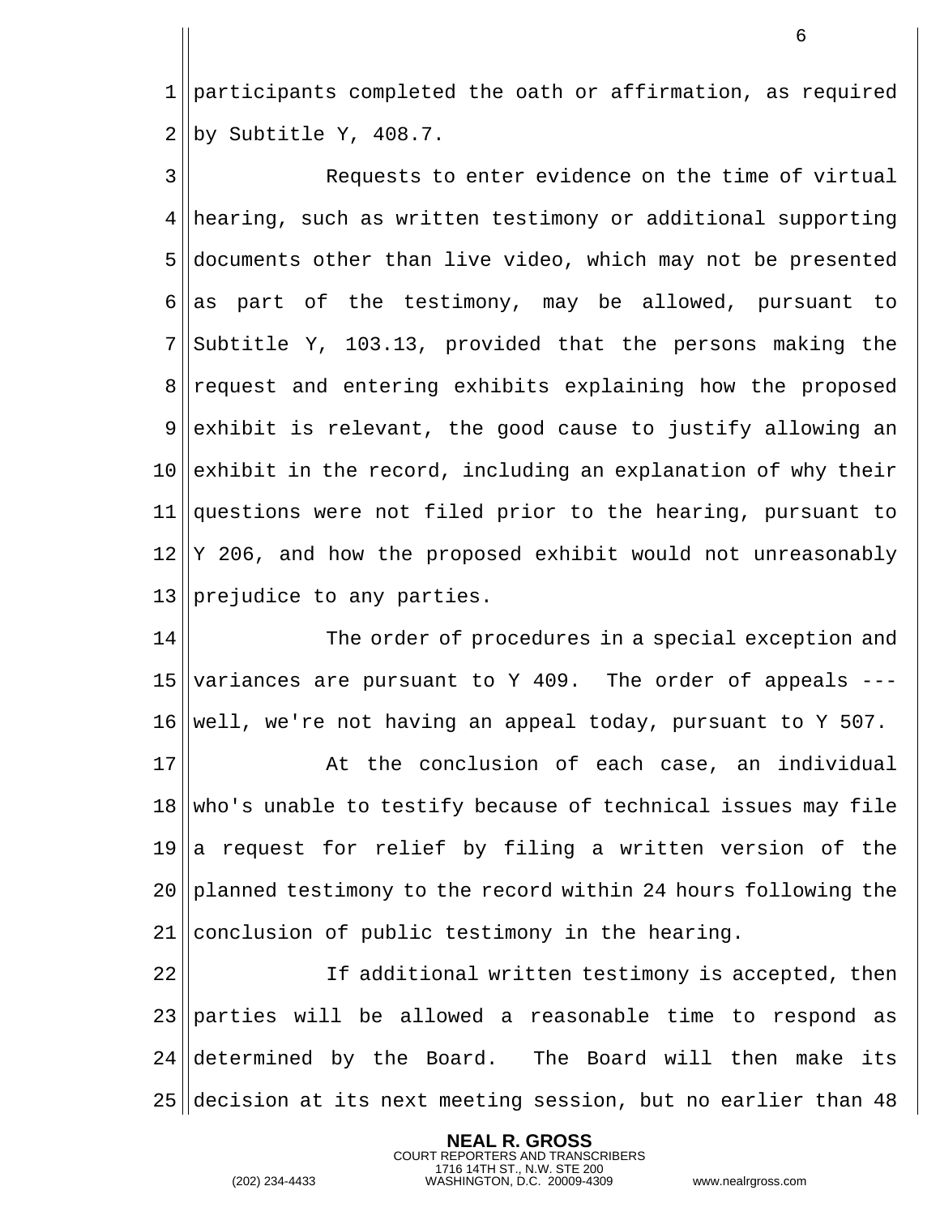participants completed the oath or affirmation, as required by Subtitle Y, 408.7.

Requests to enter evidence on the time of virtual hearing, such as written testimony or additional supporting documents other than live video, which may not be presented as part of the testimony, may be allowed, pursuant to Subtitle Y, 103.13, provided that the persons making the request and entering exhibits explaining how the proposed exhibit is relevant, the good cause to justify allowing an exhibit in the record, including an explanation of why their questions were not filed prior to the hearing, pursuant to Y 206, and how the proposed exhibit would not unreasonably prejudice to any parties.

The order of procedures in a special exception and variances are pursuant to Y 409. The order of appeals --- well, we're not having an appeal today, pursuant to Y 507.

At the conclusion of each case, an individual who's unable to testify because of technical issues may file a request for relief by filing a written version of the planned testimony to the record within 24 hours following the conclusion of public testimony in the hearing.

If additional written testimony is accepted, then parties will be allowed a reasonable time to respond as determined by the Board. The Board will then make its decision at its next meeting session, but no earlier than 48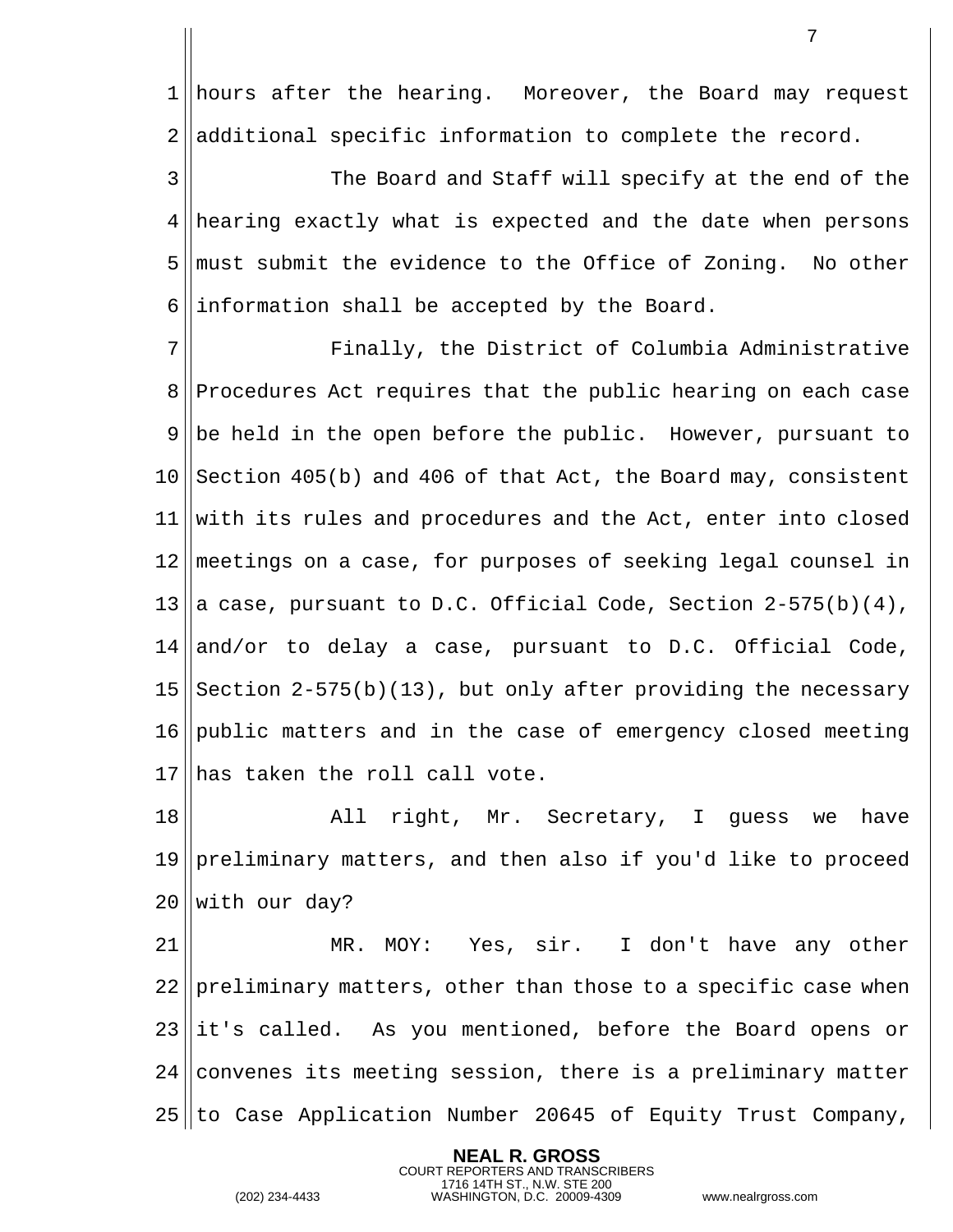hours after the hearing. Moreover, the Board may request additional specific information to complete the record.

The Board and Staff will specify at the end of the hearing exactly what is expected and the date when persons must submit the evidence to the Office of Zoning. No other information shall be accepted by the Board.

Finally, the District of Columbia Administrative Procedures Act requires that the public hearing on each case be held in the open before the public. However, pursuant to Section 405(b) and 406 of that Act, the Board may, consistent with its rules and procedures and the Act, enter into closed meetings on a case, for purposes of seeking legal counsel in a case, pursuant to D.C. Official Code, Section 2-575(b)(4), and/or to delay a case, pursuant to D.C. Official Code, Section 2-575(b)(13), but only after providing the necessary public matters and in the case of emergency closed meeting has taken the roll call vote.

All right, Mr. Secretary, I guess we have preliminary matters, and then also if you'd like to proceed with our day?

MR. MOY: Yes, sir. I don't have any other preliminary matters, other than those to a specific case when it's called. As you mentioned, before the Board opens or convenes its meeting session, there is a preliminary matter to Case Application Number 20645 of Equity Trust Company,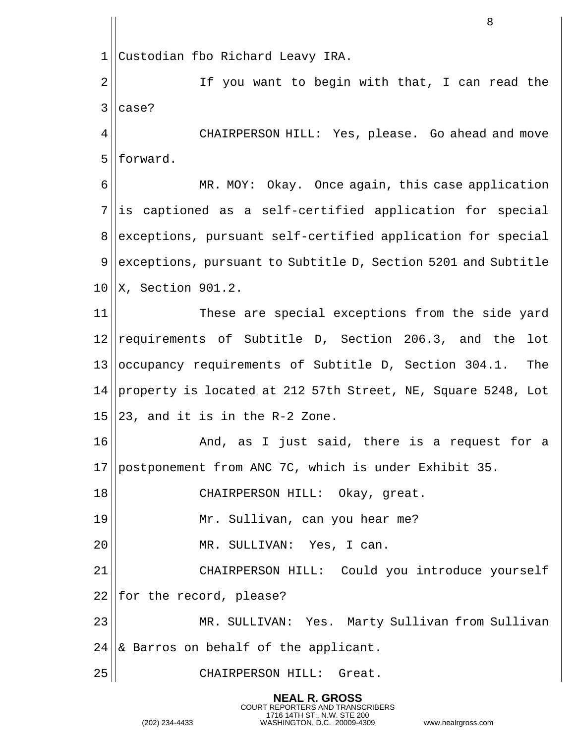Custodian fbo Richard Leavy IRA.

If you want to begin with that, I can read the case?

CHAIRPERSON HILL: Yes, please. Go ahead and move forward.

MR. MOY: Okay. Once again, this case application is captioned as a self-certified application for special exceptions, pursuant self-certified application for special exceptions, pursuant to Subtitle D, Section 5201 and Subtitle X, Section 901.2.

These are special exceptions from the side yard requirements of Subtitle D, Section 206.3, and the lot occupancy requirements of Subtitle D, Section 304.1. The property is located at 212 57th Street, NE, Square 5248, Lot 23, and it is in the R-2 Zone.

And, as I just said, there is a request for a postponement from ANC 7C, which is under Exhibit 35.

CHAIRPERSON HILL: Okay, great.

Mr. Sullivan, can you hear me?

MR. SULLIVAN: Yes, I can.

CHAIRPERSON HILL: Could you introduce yourself for the record, please?

MR. SULLIVAN: Yes. Marty Sullivan from Sullivan & Barros on behalf of the applicant.

CHAIRPERSON HILL: Great.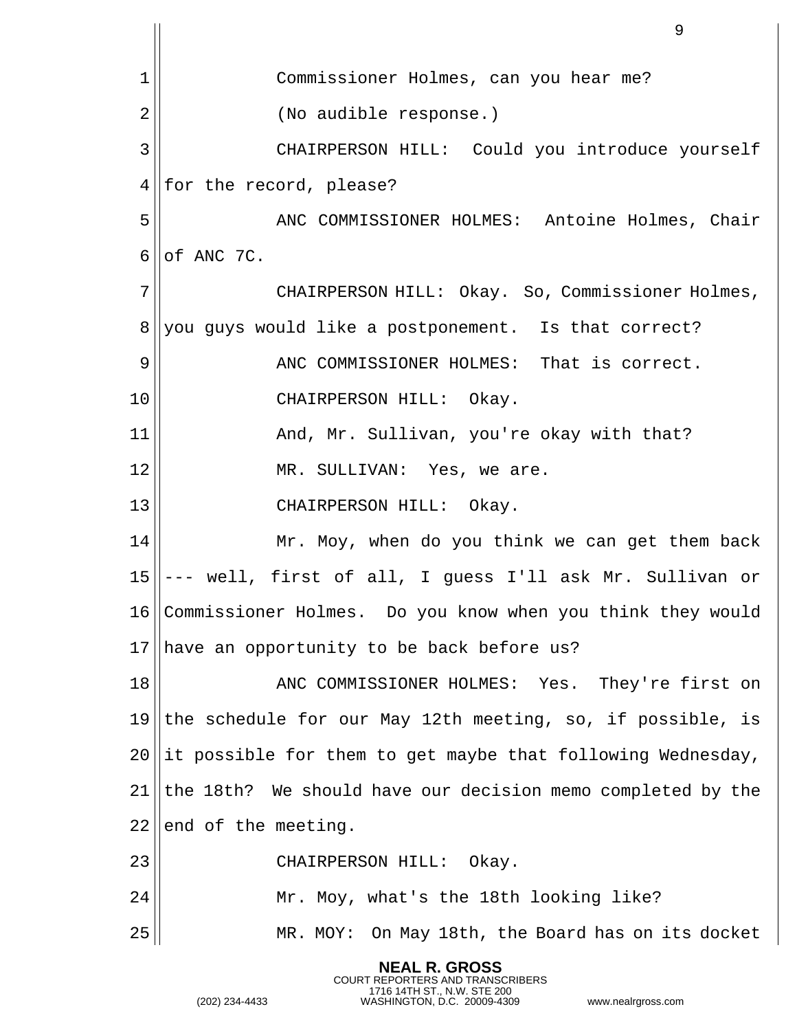Commissioner Holmes, can you hear me?

(No audible response.)

CHAIRPERSON HILL: Could you introduce yourself for the record, please?

ANC COMMISSIONER HOLMES: Antoine Holmes, Chair of ANC 7C.

CHAIRPERSON HILL: Okay. So, Commissioner Holmes, you guys would like a postponement. Is that correct?

ANC COMMISSIONER HOLMES: That is correct.

CHAIRPERSON HILL: Okay.

And, Mr. Sullivan, you're okay with that?

MR. SULLIVAN: Yes, we are.

CHAIRPERSON HILL: Okay.

Mr. Moy, when do you think we can get them back --- well, first of all, I guess I'll ask Mr. Sullivan or Commissioner Holmes. Do you know when you think they would have an opportunity to be back before us?

ANC COMMISSIONER HOLMES: Yes. They're first on the schedule for our May 12th meeting, so, if possible, is it possible for them to get maybe that following Wednesday, the 18th? We should have our decision memo completed by the end of the meeting.

CHAIRPERSON HILL: Okay.

Mr. Moy, what's the 18th looking like?

MR. MOY: On May 18th, the Board has on its docket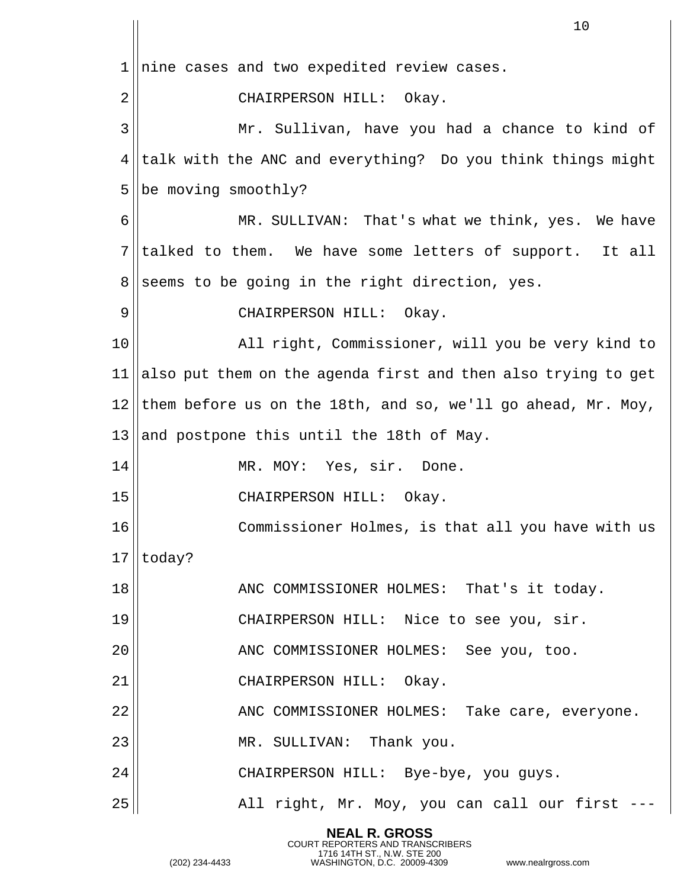nine cases and two expedited review cases.

CHAIRPERSON HILL: Okay.

Mr. Sullivan, have you had a chance to kind of talk with the ANC and everything? Do you think things might be moving smoothly?

MR. SULLIVAN: That's what we think, yes. We have talked to them. We have some letters of support. It all seems to be going in the right direction, yes.

CHAIRPERSON HILL: Okay.

All right, Commissioner, will you be very kind to also put them on the agenda first and then also trying to get them before us on the 18th, and so, we'll go ahead, Mr. Moy, and postpone this until the 18th of May.

MR. MOY: Yes, sir. Done.

CHAIRPERSON HILL: Okay.

Commissioner Holmes, is that all you have with us today?

ANC COMMISSIONER HOLMES: That's it today.

CHAIRPERSON HILL: Nice to see you, sir.

ANC COMMISSIONER HOLMES: See you, too.

CHAIRPERSON HILL: Okay.

ANC COMMISSIONER HOLMES: Take care, everyone.

MR. SULLIVAN: Thank you.

CHAIRPERSON HILL: Bye-bye, you guys.

All right, Mr. Moy, you can call our first ---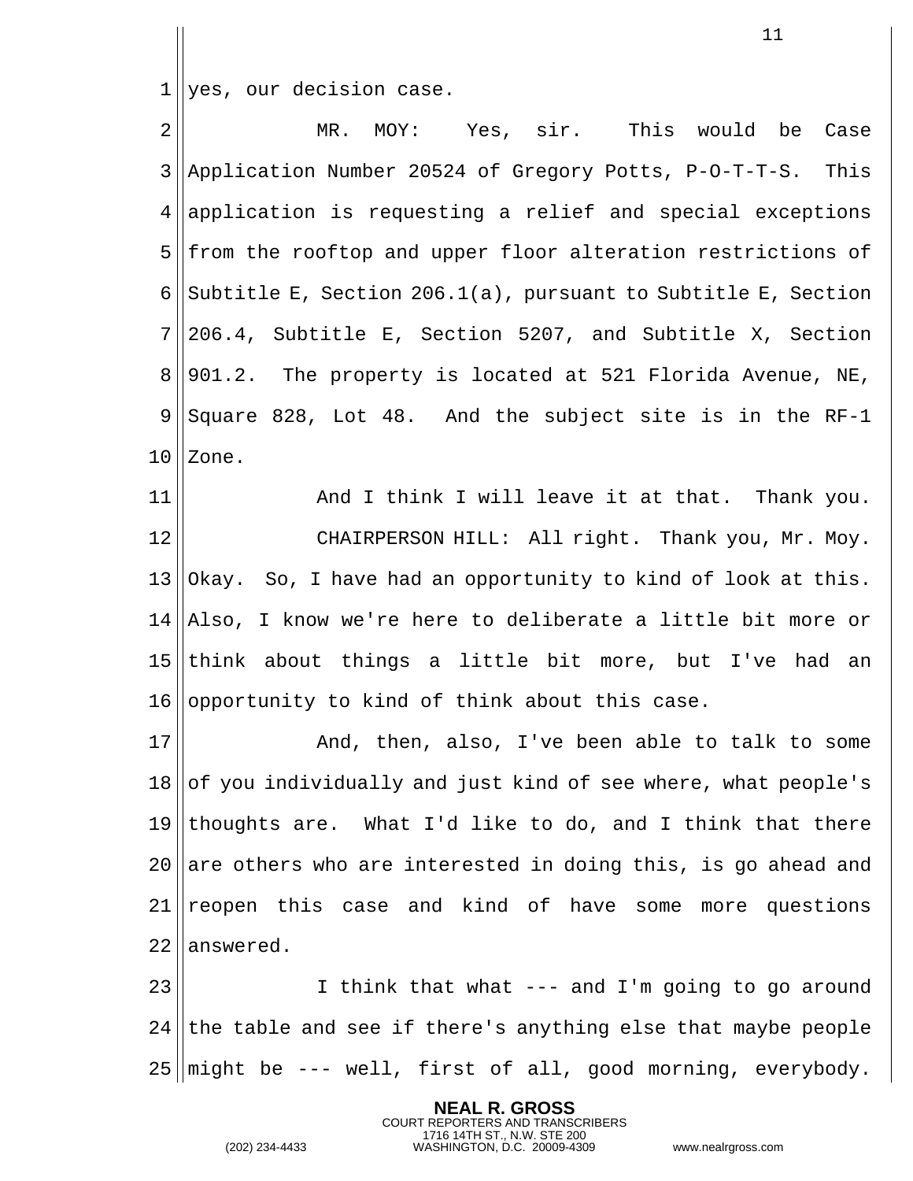yes, our decision case.

MR. MOY: Yes, sir. This would be Case Application Number 20524 of Gregory Potts, P-O-T-T-S. This application is requesting a relief and special exceptions from the rooftop and upper floor alteration restrictions of Subtitle E, Section 206.1(a), pursuant to Subtitle E, Section 206.4, Subtitle E, Section 5207, and Subtitle X, Section 901.2. The property is located at 521 Florida Avenue, NE, Square 828, Lot 48. And the subject site is in the RF-1 Zone.

And I think I will leave it at that. Thank you.

CHAIRPERSON HILL: All right. Thank you, Mr. Moy. Okay. So, I have had an opportunity to kind of look at this. Also, I know we're here to deliberate a little bit more or think about things a little bit more, but I've had an opportunity to kind of think about this case.

And, then, also, I've been able to talk to some of you individually and just kind of see where, what people's thoughts are. What I'd like to do, and I think that there are others who are interested in doing this, is go ahead and reopen this case and kind of have some more questions answered.

I think that what --- and I'm going to go around the table and see if there's anything else that maybe people might be --- well, first of all, good morning, everybody.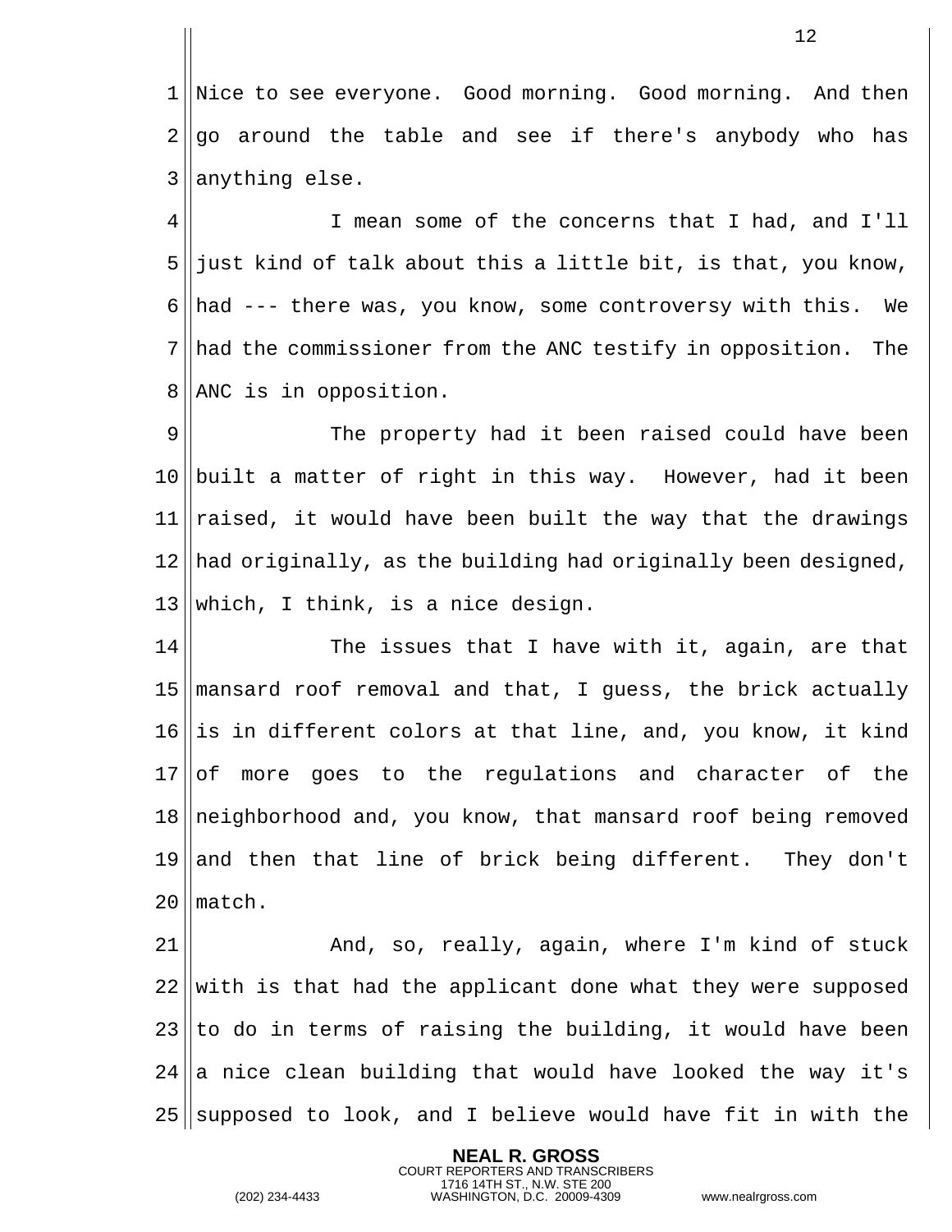Nice to see everyone. Good morning. Good morning. And then go around the table and see if there's anybody who has anything else.

I mean some of the concerns that I had, and I'll just kind of talk about this a little bit, is that, you know, had --- there was, you know, some controversy with this. We had the commissioner from the ANC testify in opposition. The ANC is in opposition.

The property had it been raised could have been built a matter of right in this way. However, had it been raised, it would have been built the way that the drawings had originally, as the building had originally been designed, which, I think, is a nice design.

The issues that I have with it, again, are that mansard roof removal and that, I guess, the brick actually is in different colors at that line, and, you know, it kind of more goes to the regulations and character of the neighborhood and, you know, that mansard roof being removed and then that line of brick being different. They don't match.

And, so, really, again, where I'm kind of stuck with is that had the applicant done what they were supposed to do in terms of raising the building, it would have been a nice clean building that would have looked the way it's supposed to look, and I believe would have fit in with the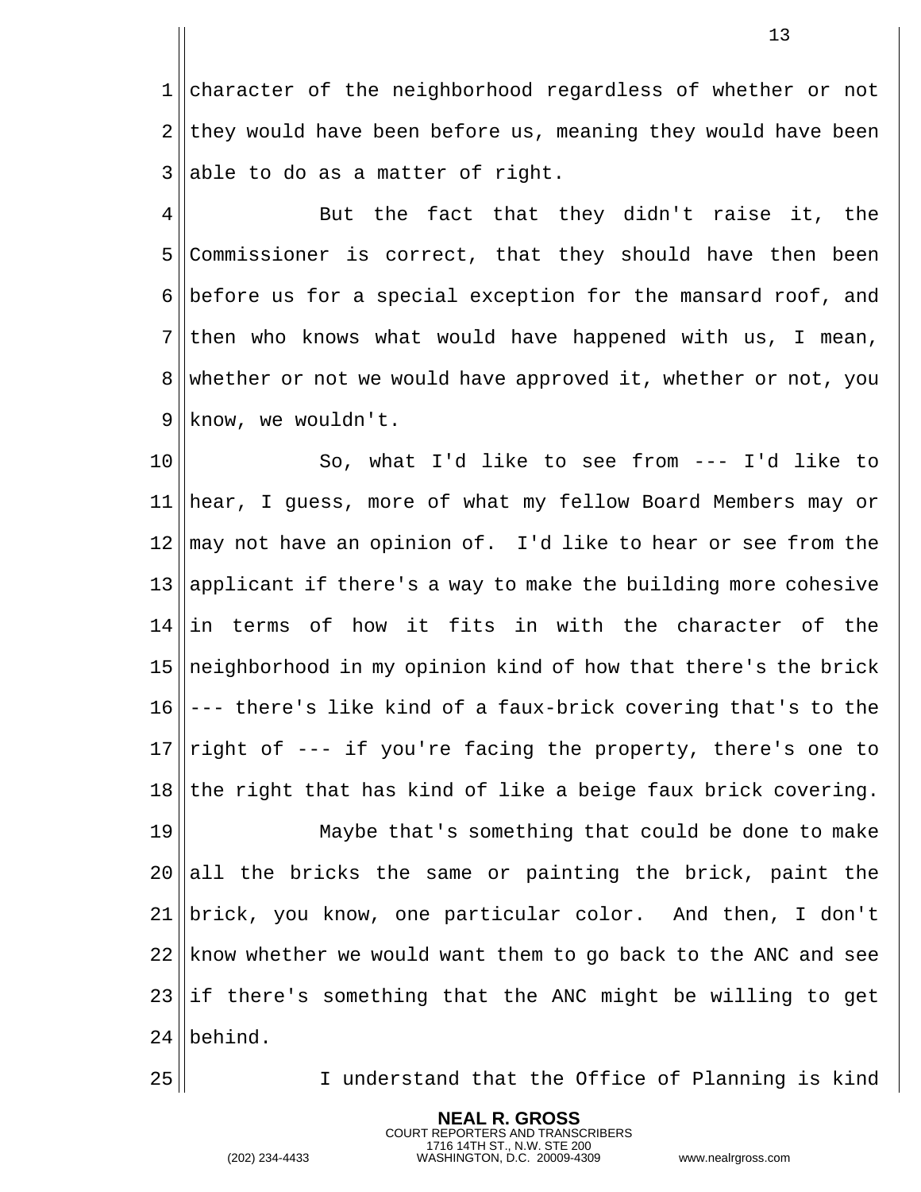character of the neighborhood regardless of whether or not they would have been before us, meaning they would have been able to do as a matter of right.

But the fact that they didn't raise it, the Commissioner is correct, that they should have then been before us for a special exception for the mansard roof, and then who knows what would have happened with us, I mean, whether or not we would have approved it, whether or not, you know, we wouldn't.

So, what I'd like to see from --- I'd like to hear, I guess, more of what my fellow Board Members may or may not have an opinion of. I'd like to hear or see from the applicant if there's a way to make the building more cohesive in terms of how it fits in with the character of the neighborhood in my opinion kind of how that there's the brick --- there's like kind of a faux-brick covering that's to the right of --- if you're facing the property, there's one to the right that has kind of like a beige faux brick covering.

Maybe that's something that could be done to make all the bricks the same or painting the brick, paint the brick, you know, one particular color. And then, I don't know whether we would want them to go back to the ANC and see if there's something that the ANC might be willing to get behind.

I understand that the Office of Planning is kind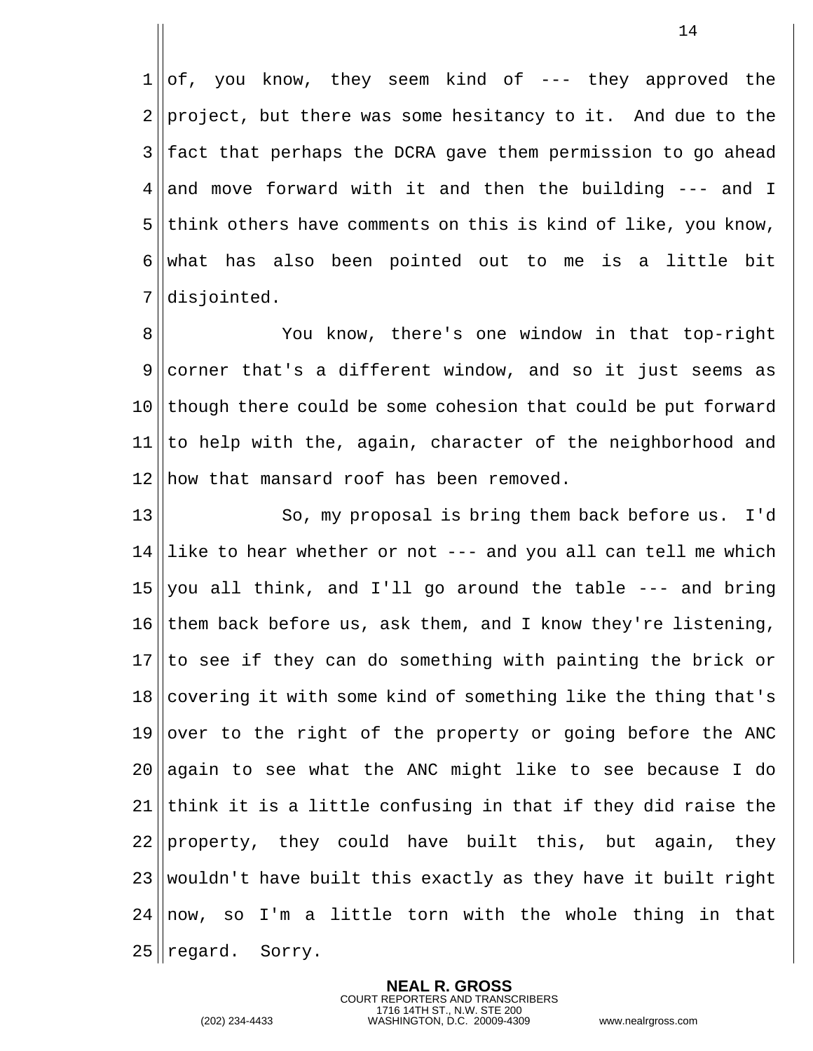of, you know, they seem kind of --- they approved the project, but there was some hesitancy to it. And due to the fact that perhaps the DCRA gave them permission to go ahead and move forward with it and then the building --- and I think others have comments on this is kind of like, you know, what has also been pointed out to me is a little bit disjointed.

You know, there's one window in that top-right corner that's a different window, and so it just seems as though there could be some cohesion that could be put forward to help with the, again, character of the neighborhood and how that mansard roof has been removed.

So, my proposal is bring them back before us. I'd like to hear whether or not --- and you all can tell me which you all think, and I'll go around the table --- and bring them back before us, ask them, and I know they're listening, to see if they can do something with painting the brick or covering it with some kind of something like the thing that's over to the right of the property or going before the ANC again to see what the ANC might like to see because I do think it is a little confusing in that if they did raise the property, they could have built this, but again, they wouldn't have built this exactly as they have it built right now, so I'm a little torn with the whole thing in that regard. Sorry.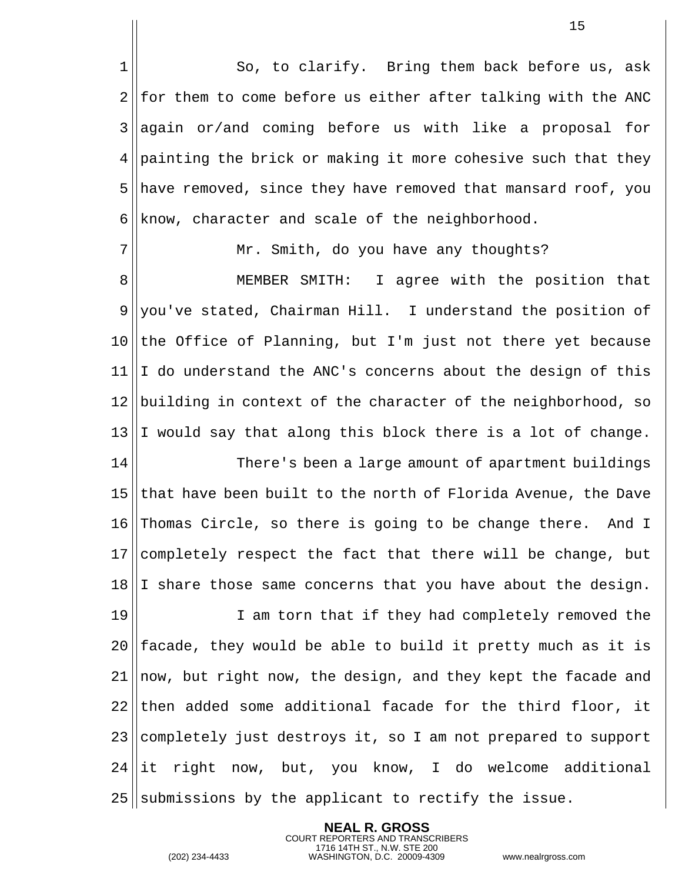So, to clarify. Bring them back before us, ask for them to come before us either after talking with the ANC again or/and coming before us with like a proposal for painting the brick or making it more cohesive such that they have removed, since they have removed that mansard roof, you know, character and scale of the neighborhood.

Mr. Smith, do you have any thoughts?

MEMBER SMITH: I agree with the position that you've stated, Chairman Hill. I understand the position of the Office of Planning, but I'm just not there yet because I do understand the ANC's concerns about the design of this building in context of the character of the neighborhood, so I would say that along this block there is a lot of change.

There's been a large amount of apartment buildings that have been built to the north of Florida Avenue, the Dave Thomas Circle, so there is going to be change there. And I completely respect the fact that there will be change, but I share those same concerns that you have about the design.

I am torn that if they had completely removed the facade, they would be able to build it pretty much as it is now, but right now, the design, and they kept the facade and then added some additional facade for the third floor, it completely just destroys it, so I am not prepared to support it right now, but, you know, I do welcome additional submissions by the applicant to rectify the issue.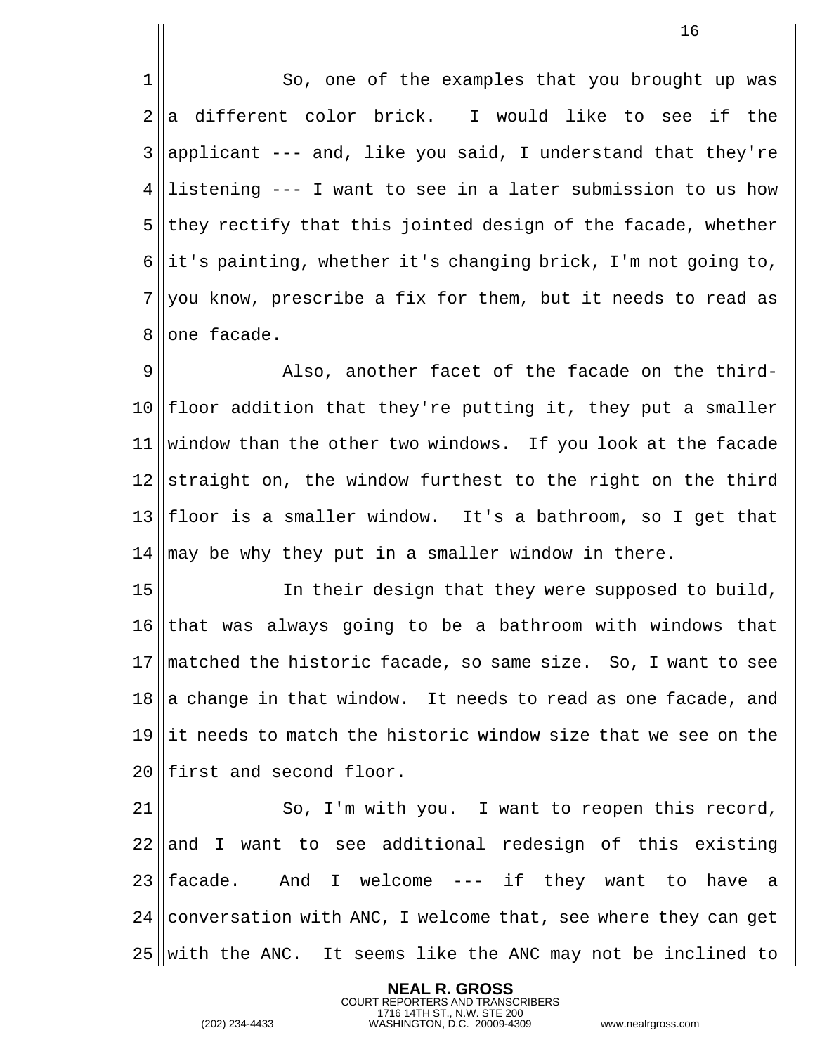So, one of the examples that you brought up was a different color brick. I would like to see if the applicant --- and, like you said, I understand that they're listening --- I want to see in a later submission to us how they rectify that this jointed design of the facade, whether it's painting, whether it's changing brick, I'm not going to, you know, prescribe a fix for them, but it needs to read as one facade.

Also, another facet of the facade on the third-floor addition that they're putting it, they put a smaller window than the other two windows. If you look at the facade straight on, the window furthest to the right on the third floor is a smaller window. It's a bathroom, so I get that may be why they put in a smaller window in there.

In their design that they were supposed to build, that was always going to be a bathroom with windows that matched the historic facade, so same size. So, I want to see a change in that window. It needs to read as one facade, and it needs to match the historic window size that we see on the first and second floor.

So, I'm with you. I want to reopen this record, and I want to see additional redesign of this existing facade. And I welcome --- if they want to have a conversation with ANC, I welcome that, see where they can get with the ANC. It seems like the ANC may not be inclined to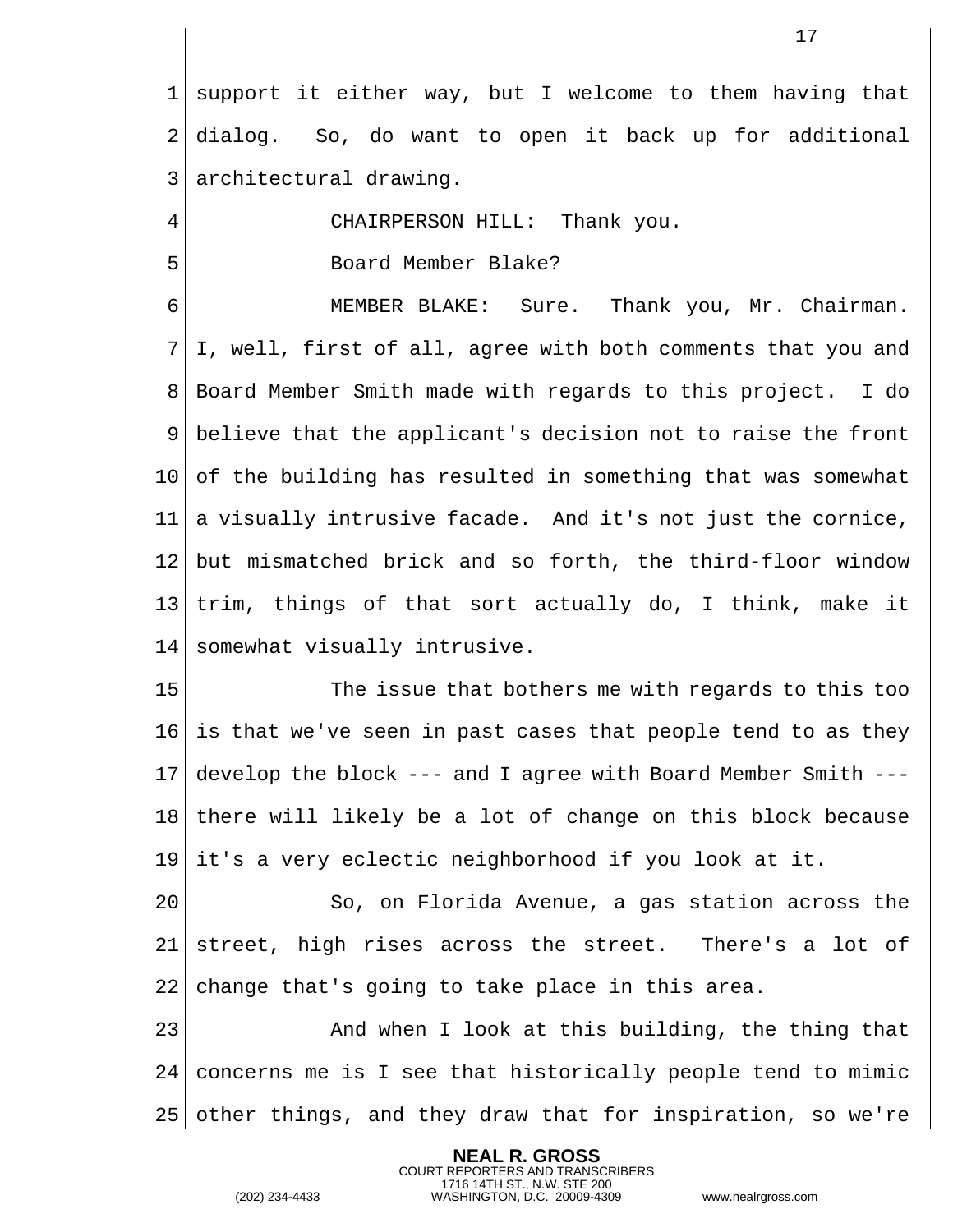support it either way, but I welcome to them having that dialog. So, do want to open it back up for additional architectural drawing.

CHAIRPERSON HILL: Thank you.

Board Member Blake?

MEMBER BLAKE: Sure. Thank you, Mr. Chairman. I, well, first of all, agree with both comments that you and Board Member Smith made with regards to this project. I do believe that the applicant's decision not to raise the front of the building has resulted in something that was somewhat a visually intrusive facade. And it's not just the cornice, but mismatched brick and so forth, the third-floor window trim, things of that sort actually do, I think, make it somewhat visually intrusive.

The issue that bothers me with regards to this too is that we've seen in past cases that people tend to as they develop the block --- and I agree with Board Member Smith --- there will likely be a lot of change on this block because it's a very eclectic neighborhood if you look at it.

So, on Florida Avenue, a gas station across the street, high rises across the street. There's a lot of change that's going to take place in this area.

And when I look at this building, the thing that concerns me is I see that historically people tend to mimic other things, and they draw that for inspiration, so we're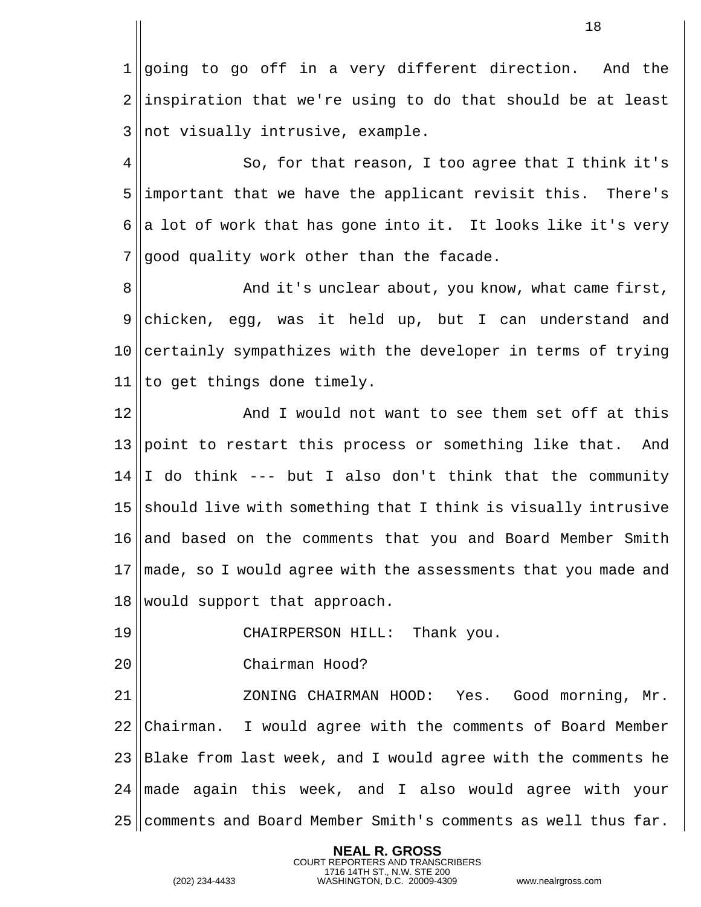going to go off in a very different direction. And the inspiration that we're using to do that should be at least not visually intrusive, example.

So, for that reason, I too agree that I think it's important that we have the applicant revisit this. There's a lot of work that has gone into it. It looks like it's very good quality work other than the facade.

And it's unclear about, you know, what came first, chicken, egg, was it held up, but I can understand and certainly sympathizes with the developer in terms of trying to get things done timely.

And I would not want to see them set off at this point to restart this process or something like that. And I do think --- but I also don't think that the community should live with something that I think is visually intrusive and based on the comments that you and Board Member Smith made, so I would agree with the assessments that you made and would support that approach.

CHAIRPERSON HILL: Thank you.

Chairman Hood?

ZONING CHAIRMAN HOOD: Yes. Good morning, Mr. Chairman. I would agree with the comments of Board Member Blake from last week, and I would agree with the comments he made again this week, and I also would agree with your comments and Board Member Smith's comments as well thus far.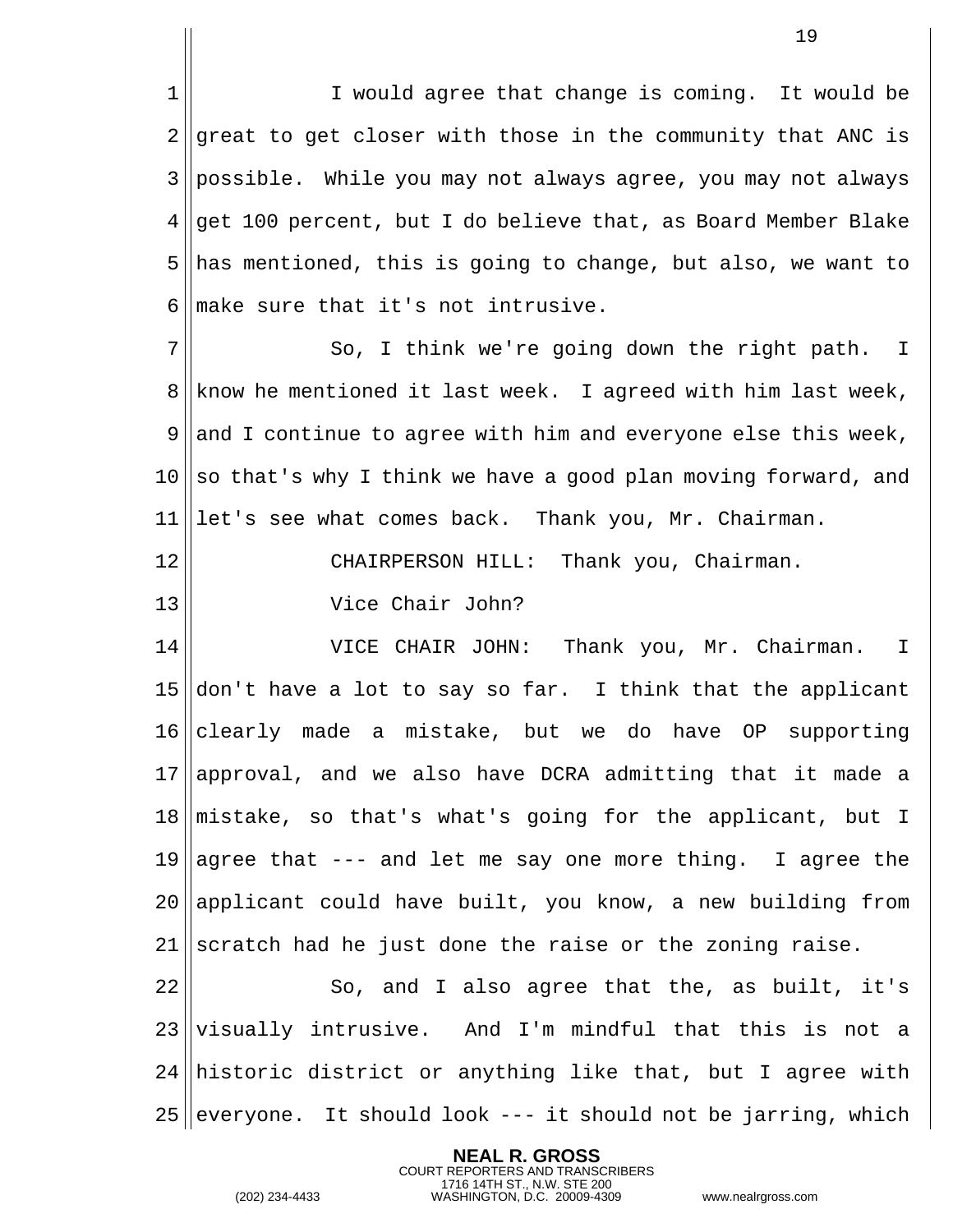I would agree that change is coming. It would be great to get closer with those in the community that ANC is possible. While you may not always agree, you may not always get 100 percent, but I do believe that, as Board Member Blake has mentioned, this is going to change, but also, we want to make sure that it's not intrusive.

So, I think we're going down the right path. I know he mentioned it last week. I agreed with him last week, and I continue to agree with him and everyone else this week, so that's why I think we have a good plan moving forward, and let's see what comes back. Thank you, Mr. Chairman.

CHAIRPERSON HILL: Thank you, Chairman.

Vice Chair John?

VICE CHAIR JOHN: Thank you, Mr. Chairman. I don't have a lot to say so far. I think that the applicant clearly made a mistake, but we do have OP supporting approval, and we also have DCRA admitting that it made a mistake, so that's what's going for the applicant, but I agree that --- and let me say one more thing. I agree the applicant could have built, you know, a new building from scratch had he just done the raise or the zoning raise.

So, and I also agree that the, as built, it's visually intrusive. And I'm mindful that this is not a historic district or anything like that, but I agree with everyone. It should look --- it should not be jarring, which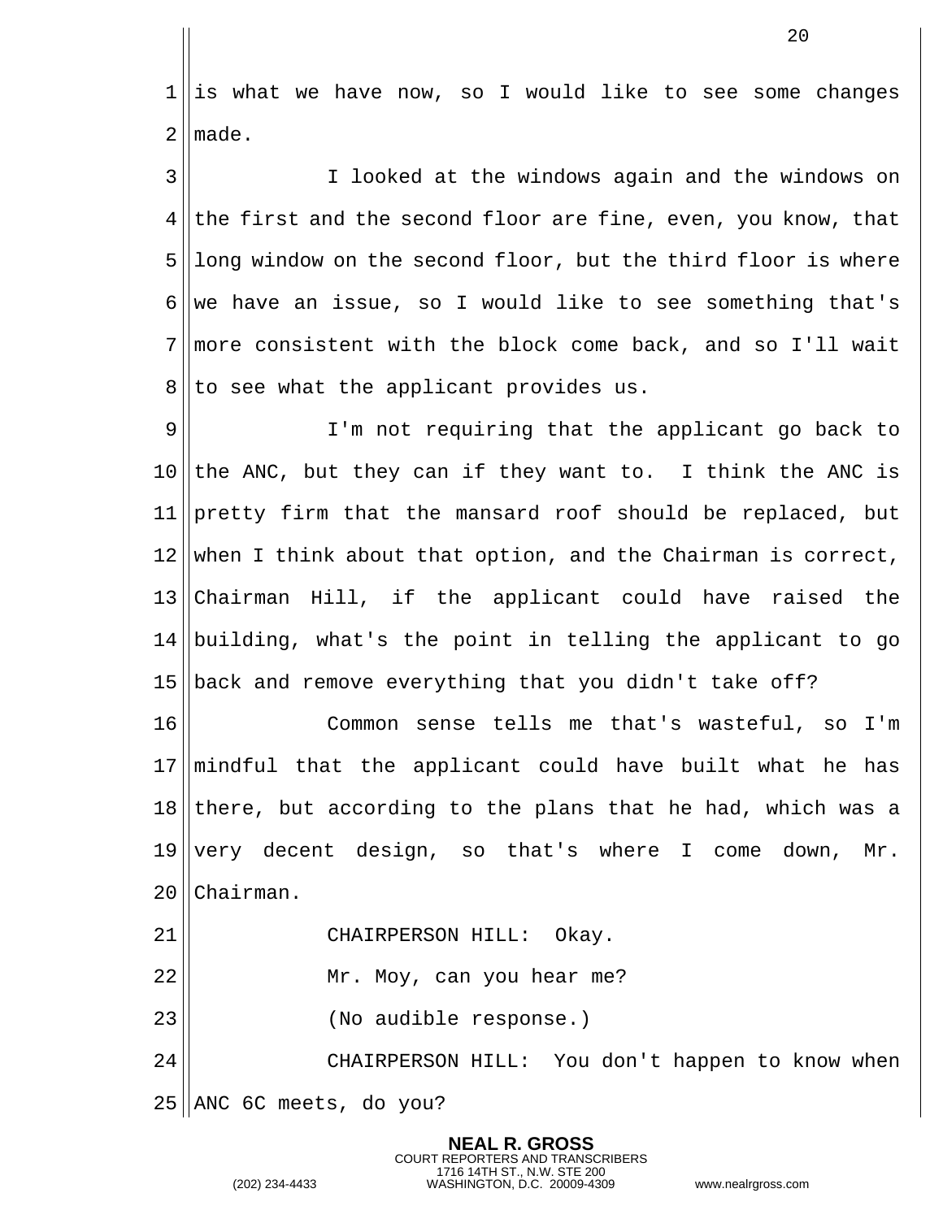is what we have now, so I would like to see some changes made.

I looked at the windows again and the windows on the first and the second floor are fine, even, you know, that long window on the second floor, but the third floor is where we have an issue, so I would like to see something that's more consistent with the block come back, and so I'll wait to see what the applicant provides us.

I'm not requiring that the applicant go back to the ANC, but they can if they want to. I think the ANC is pretty firm that the mansard roof should be replaced, but when I think about that option, and the Chairman is correct, Chairman Hill, if the applicant could have raised the building, what's the point in telling the applicant to go back and remove everything that you didn't take off?

Common sense tells me that's wasteful, so I'm mindful that the applicant could have built what he has there, but according to the plans that he had, which was a very decent design, so that's where I come down, Mr. Chairman.

CHAIRPERSON HILL: Okay.

Mr. Moy, can you hear me?

(No audible response.)

CHAIRPERSON HILL: You don't happen to know when ANC 6C meets, do you?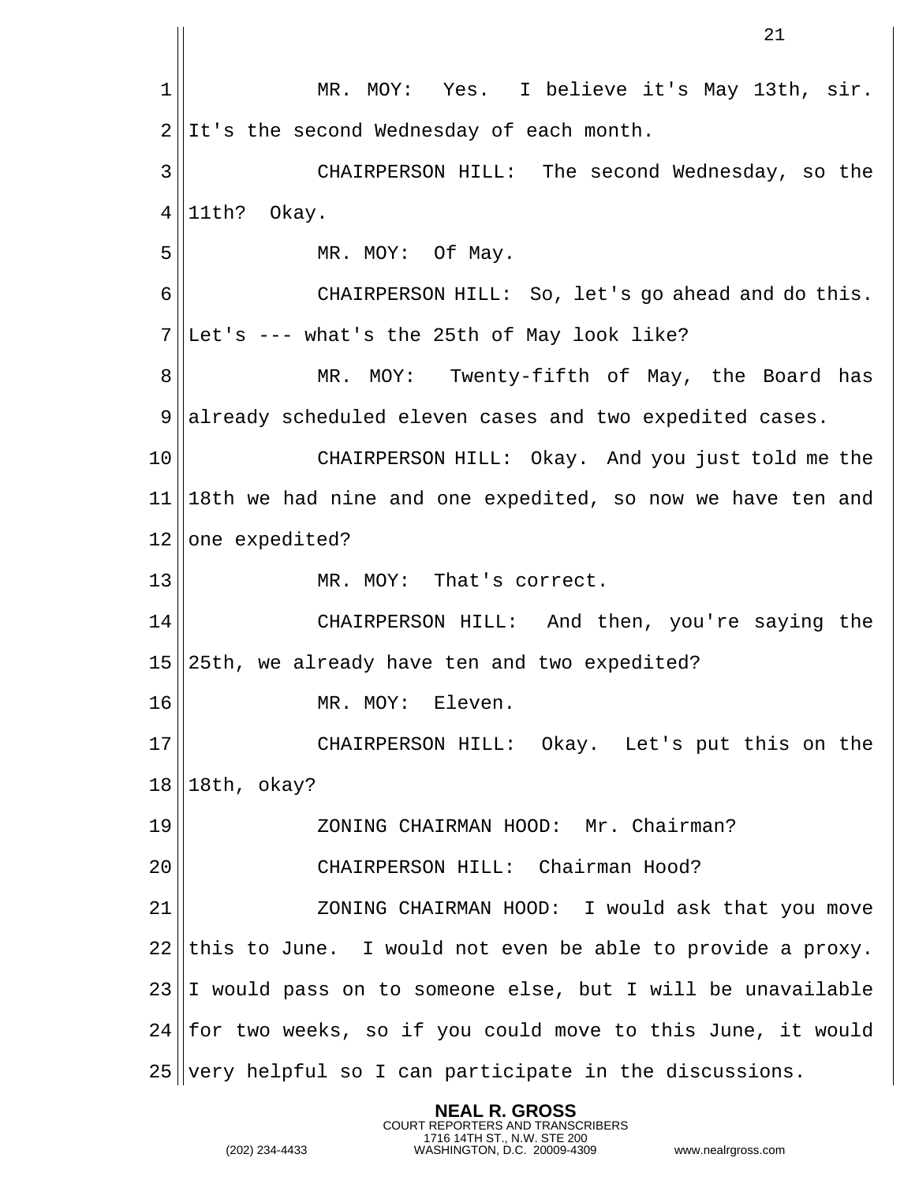MR. MOY: Yes. I believe it's May 13th, sir. It's the second Wednesday of each month.

CHAIRPERSON HILL: The second Wednesday, so the 11th? Okay.

MR. MOY: Of May.

CHAIRPERSON HILL: So, let's go ahead and do this. Let's --- what's the 25th of May look like?

MR. MOY: Twenty-fifth of May, the Board has already scheduled eleven cases and two expedited cases.

CHAIRPERSON HILL: Okay. And you just told me the 18th we had nine and one expedited, so now we have ten and one expedited?

MR. MOY: That's correct.

CHAIRPERSON HILL: And then, you're saying the 25th, we already have ten and two expedited?

MR. MOY: Eleven.

CHAIRPERSON HILL: Okay. Let's put this on the 18th, okay?

ZONING CHAIRMAN HOOD: Mr. Chairman?

CHAIRPERSON HILL: Chairman Hood?

ZONING CHAIRMAN HOOD: I would ask that you move this to June. I would not even be able to provide a proxy. I would pass on to someone else, but I will be unavailable for two weeks, so if you could move to this June, it would very helpful so I can participate in the discussions.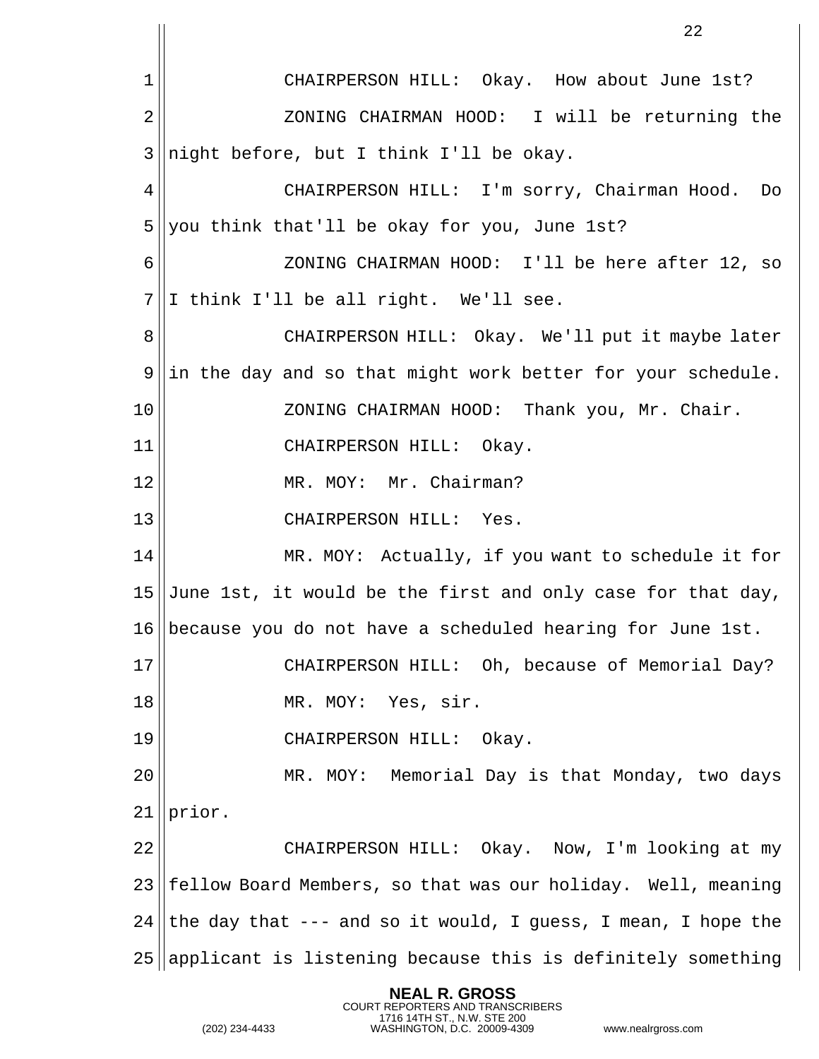CHAIRPERSON HILL: Okay. How about June 1st?

ZONING CHAIRMAN HOOD: I will be returning the night before, but I think I'll be okay.

CHAIRPERSON HILL: I'm sorry, Chairman Hood. Do you think that'll be okay for you, June 1st?

ZONING CHAIRMAN HOOD: I'll be here after 12, so I think I'll be all right. We'll see.

CHAIRPERSON HILL: Okay. We'll put it maybe later in the day and so that might work better for your schedule.

ZONING CHAIRMAN HOOD: Thank you, Mr. Chair.

CHAIRPERSON HILL: Okay.

MR. MOY: Mr. Chairman?

CHAIRPERSON HILL: Yes.

MR. MOY: Actually, if you want to schedule it for June 1st, it would be the first and only case for that day, because you do not have a scheduled hearing for June 1st.

CHAIRPERSON HILL: Oh, because of Memorial Day?

MR. MOY: Yes, sir.

CHAIRPERSON HILL: Okay.

MR. MOY: Memorial Day is that Monday, two days prior.

CHAIRPERSON HILL: Okay. Now, I'm looking at my fellow Board Members, so that was our holiday. Well, meaning the day that --- and so it would, I guess, I mean, I hope the applicant is listening because this is definitely something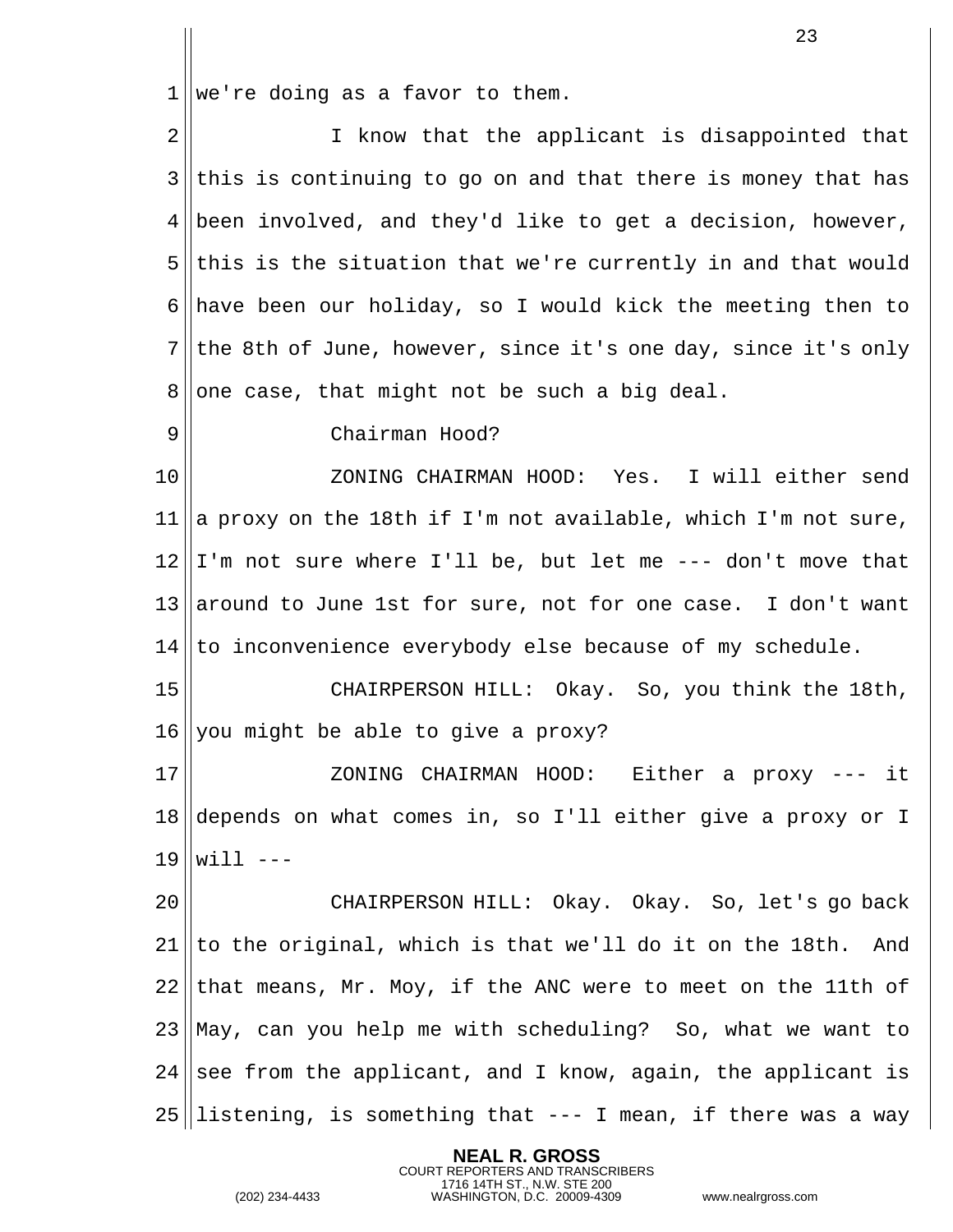we're doing as a favor to them.

I know that the applicant is disappointed that this is continuing to go on and that there is money that has been involved, and they'd like to get a decision, however, this is the situation that we're currently in and that would have been our holiday, so I would kick the meeting then to the 8th of June, however, since it's one day, since it's only one case, that might not be such a big deal.

Chairman Hood?

ZONING CHAIRMAN HOOD: Yes. I will either send a proxy on the 18th if I'm not available, which I'm not sure, I'm not sure where I'll be, but let me --- don't move that around to June 1st for sure, not for one case. I don't want to inconvenience everybody else because of my schedule.

CHAIRPERSON HILL: Okay. So, you think the 18th, you might be able to give a proxy?

ZONING CHAIRMAN HOOD: Either a proxy --- it depends on what comes in, so I'll either give a proxy or I will ---

CHAIRPERSON HILL: Okay. Okay. So, let's go back to the original, which is that we'll do it on the 18th. And that means, Mr. Moy, if the ANC were to meet on the 11th of May, can you help me with scheduling? So, what we want to see from the applicant, and I know, again, the applicant is listening, is something that --- I mean, if there was a way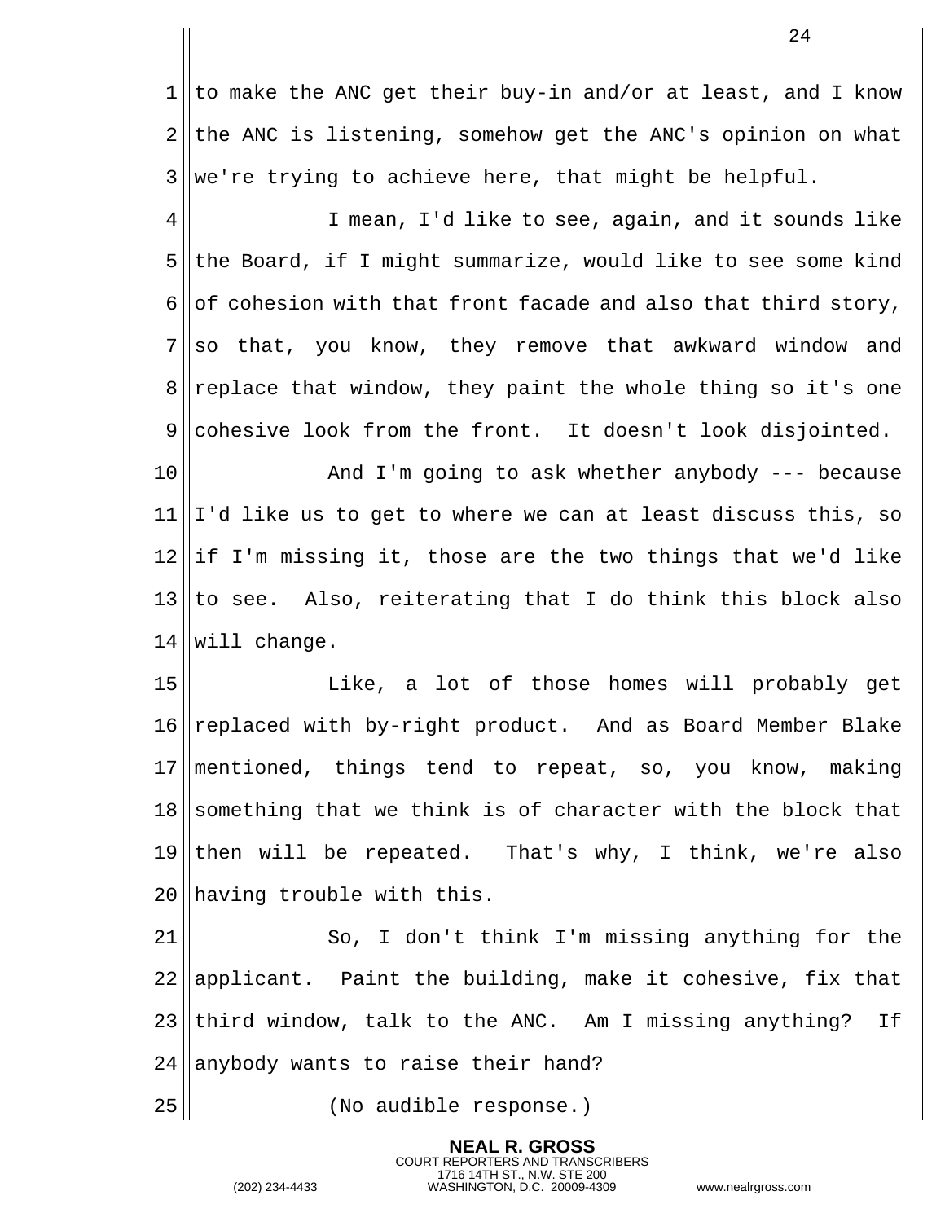to make the ANC get their buy-in and/or at least, and I know the ANC is listening, somehow get the ANC's opinion on what we're trying to achieve here, that might be helpful.

I mean, I'd like to see, again, and it sounds like the Board, if I might summarize, would like to see some kind of cohesion with that front facade and also that third story, so that, you know, they remove that awkward window and replace that window, they paint the whole thing so it's one cohesive look from the front. It doesn't look disjointed.

And I'm going to ask whether anybody --- because I'd like us to get to where we can at least discuss this, so if I'm missing it, those are the two things that we'd like to see. Also, reiterating that I do think this block also will change.

Like, a lot of those homes will probably get replaced with by-right product. And as Board Member Blake mentioned, things tend to repeat, so, you know, making something that we think is of character with the block that then will be repeated. That's why, I think, we're also having trouble with this.

So, I don't think I'm missing anything for the applicant. Paint the building, make it cohesive, fix that third window, talk to the ANC. Am I missing anything? If anybody wants to raise their hand?

(No audible response.)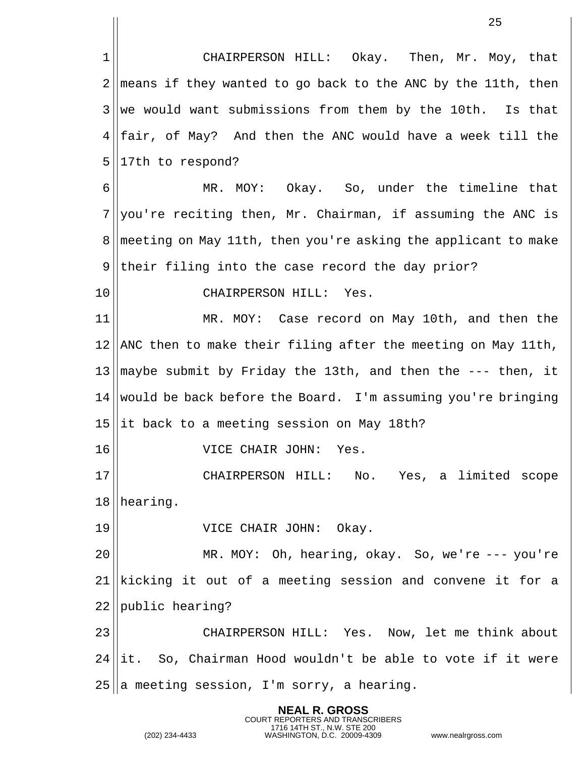CHAIRPERSON HILL: Okay. Then, Mr. Moy, that means if they wanted to go back to the ANC by the 11th, then we would want submissions from them by the 10th. Is that fair, of May? And then the ANC would have a week till the 17th to respond?

MR. MOY: Okay. So, under the timeline that you're reciting then, Mr. Chairman, if assuming the ANC is meeting on May 11th, then you're asking the applicant to make their filing into the case record the day prior?

CHAIRPERSON HILL: Yes.

MR. MOY: Case record on May 10th, and then the ANC then to make their filing after the meeting on May 11th, maybe submit by Friday the 13th, and then the --- then, it would be back before the Board. I'm assuming you're bringing it back to a meeting session on May 18th?

VICE CHAIR JOHN: Yes.

CHAIRPERSON HILL: No. Yes, a limited scope hearing.

VICE CHAIR JOHN: Okay.

MR. MOY: Oh, hearing, okay. So, we're --- you're kicking it out of a meeting session and convene it for a public hearing?

CHAIRPERSON HILL: Yes. Now, let me think about it. So, Chairman Hood wouldn't be able to vote if it were a meeting session, I'm sorry, a hearing.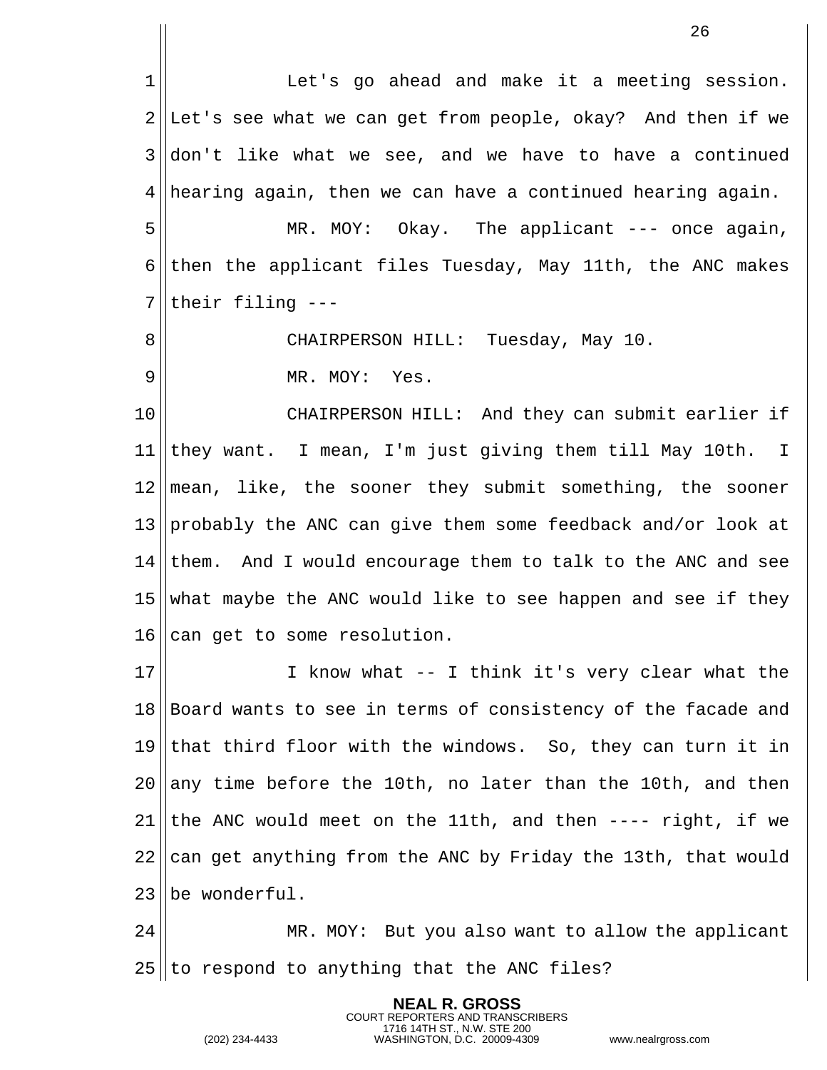Let's go ahead and make it a meeting session. Let's see what we can get from people, okay? And then if we don't like what we see, and we have to have a continued hearing again, then we can have a continued hearing again.

MR. MOY: Okay. The applicant --- once again, then the applicant files Tuesday, May 11th, the ANC makes their filing ---

CHAIRPERSON HILL: Tuesday, May 10.

MR. MOY: Yes.

CHAIRPERSON HILL: And they can submit earlier if they want. I mean, I'm just giving them till May 10th. I mean, like, the sooner they submit something, the sooner probably the ANC can give them some feedback and/or look at them. And I would encourage them to talk to the ANC and see what maybe the ANC would like to see happen and see if they can get to some resolution.

I know what -- I think it's very clear what the Board wants to see in terms of consistency of the facade and that third floor with the windows. So, they can turn it in any time before the 10th, no later than the 10th, and then the ANC would meet on the 11th, and then ---- right, if we can get anything from the ANC by Friday the 13th, that would be wonderful.

MR. MOY: But you also want to allow the applicant to respond to anything that the ANC files?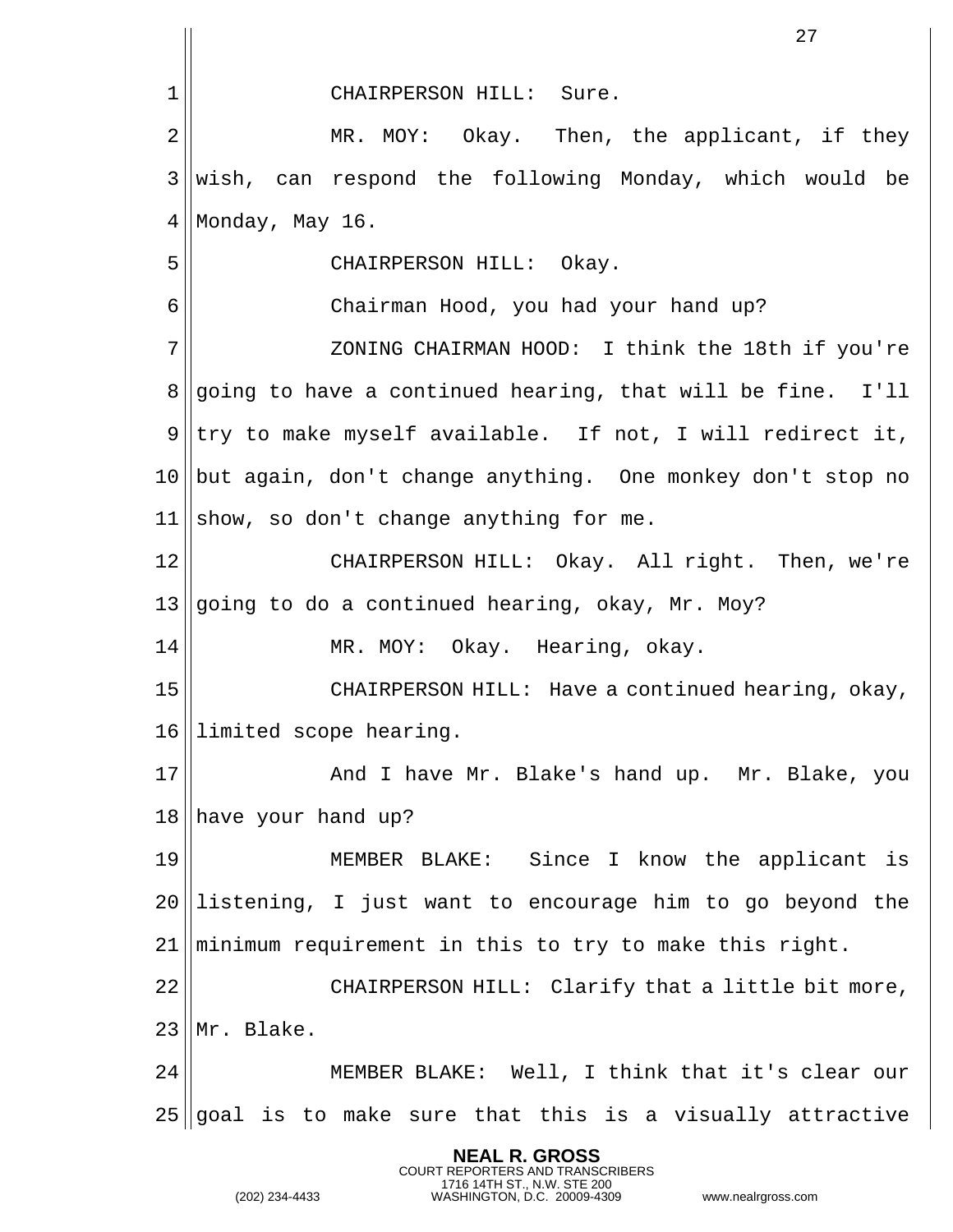CHAIRPERSON HILL: Sure.

MR. MOY: Okay. Then, the applicant, if they wish, can respond the following Monday, which would be Monday, May 16.

CHAIRPERSON HILL: Okay.

Chairman Hood, you had your hand up?

ZONING CHAIRMAN HOOD: I think the 18th if you're going to have a continued hearing, that will be fine. I'll try to make myself available. If not, I will redirect it, but again, don't change anything. One monkey don't stop no show, so don't change anything for me.

CHAIRPERSON HILL: Okay. All right. Then, we're going to do a continued hearing, okay, Mr. Moy?

MR. MOY: Okay. Hearing, okay.

CHAIRPERSON HILL: Have a continued hearing, okay, limited scope hearing.

And I have Mr. Blake's hand up. Mr. Blake, you have your hand up?

MEMBER BLAKE: Since I know the applicant is listening, I just want to encourage him to go beyond the minimum requirement in this to try to make this right.

CHAIRPERSON HILL: Clarify that a little bit more, Mr. Blake.

MEMBER BLAKE: Well, I think that it's clear our goal is to make sure that this is a visually attractive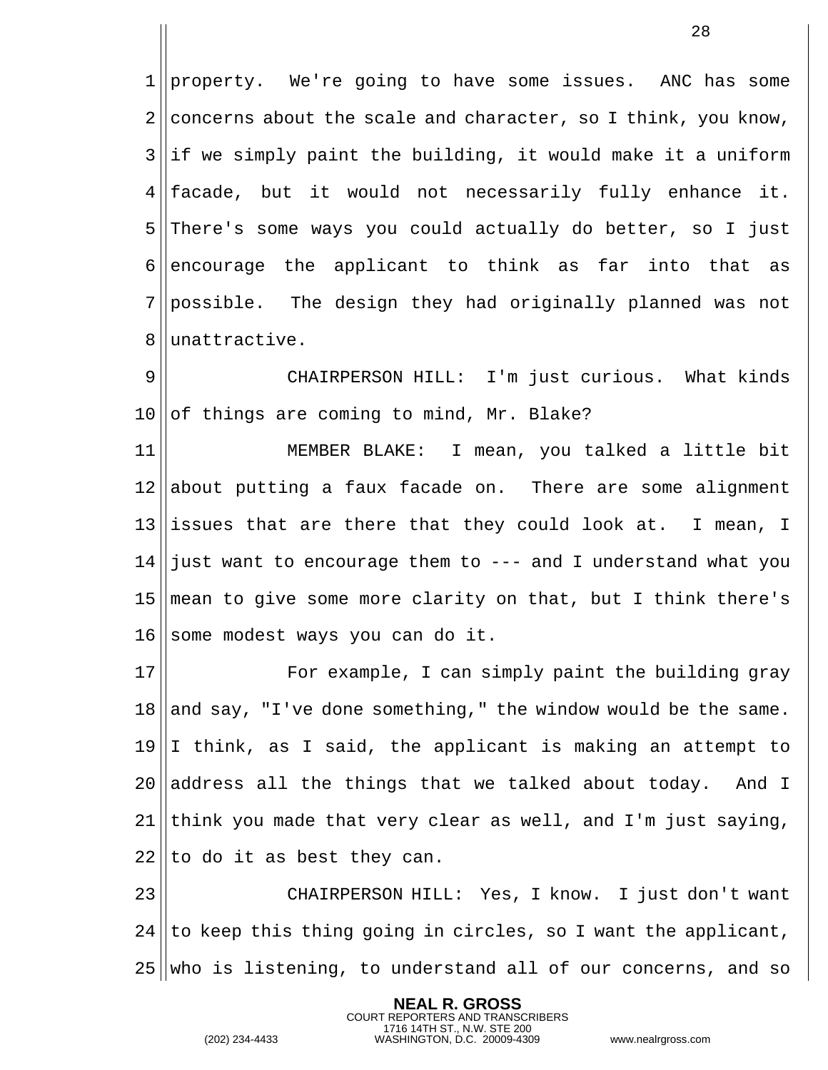property. We're going to have some issues. ANC has some concerns about the scale and character, so I think, you know, if we simply paint the building, it would make it a uniform facade, but it would not necessarily fully enhance it. There's some ways you could actually do better, so I just encourage the applicant to think as far into that as possible. The design they had originally planned was not unattractive.

CHAIRPERSON HILL: I'm just curious. What kinds of things are coming to mind, Mr. Blake?

MEMBER BLAKE: I mean, you talked a little bit about putting a faux facade on. There are some alignment issues that are there that they could look at. I mean, I just want to encourage them to --- and I understand what you mean to give some more clarity on that, but I think there's some modest ways you can do it.

For example, I can simply paint the building gray and say, "I've done something," the window would be the same. I think, as I said, the applicant is making an attempt to address all the things that we talked about today. And I think you made that very clear as well, and I'm just saying, to do it as best they can.

CHAIRPERSON HILL: Yes, I know. I just don't want to keep this thing going in circles, so I want the applicant, who is listening, to understand all of our concerns, and so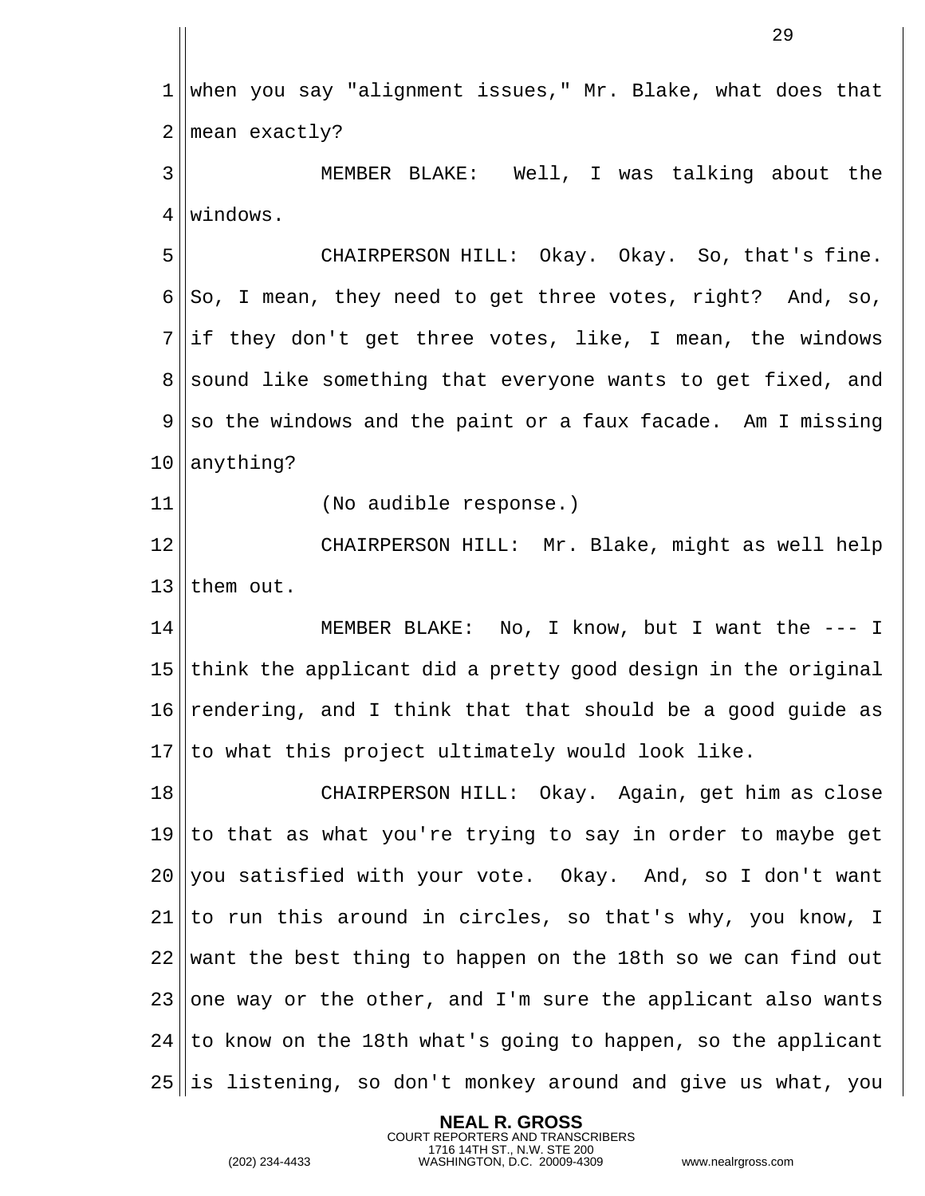when you say "alignment issues," Mr. Blake, what does that mean exactly?

MEMBER BLAKE: Well, I was talking about the windows.

CHAIRPERSON HILL: Okay. Okay. So, that's fine. So, I mean, they need to get three votes, right? And, so, if they don't get three votes, like, I mean, the windows sound like something that everyone wants to get fixed, and so the windows and the paint or a faux facade. Am I missing anything?

(No audible response.)

CHAIRPERSON HILL: Mr. Blake, might as well help them out.

MEMBER BLAKE: No, I know, but I want the --- I think the applicant did a pretty good design in the original rendering, and I think that that should be a good guide as to what this project ultimately would look like.

CHAIRPERSON HILL: Okay. Again, get him as close to that as what you're trying to say in order to maybe get you satisfied with your vote. Okay. And, so I don't want to run this around in circles, so that's why, you know, I want the best thing to happen on the 18th so we can find out one way or the other, and I'm sure the applicant also wants to know on the 18th what's going to happen, so the applicant is listening, so don't monkey around and give us what, you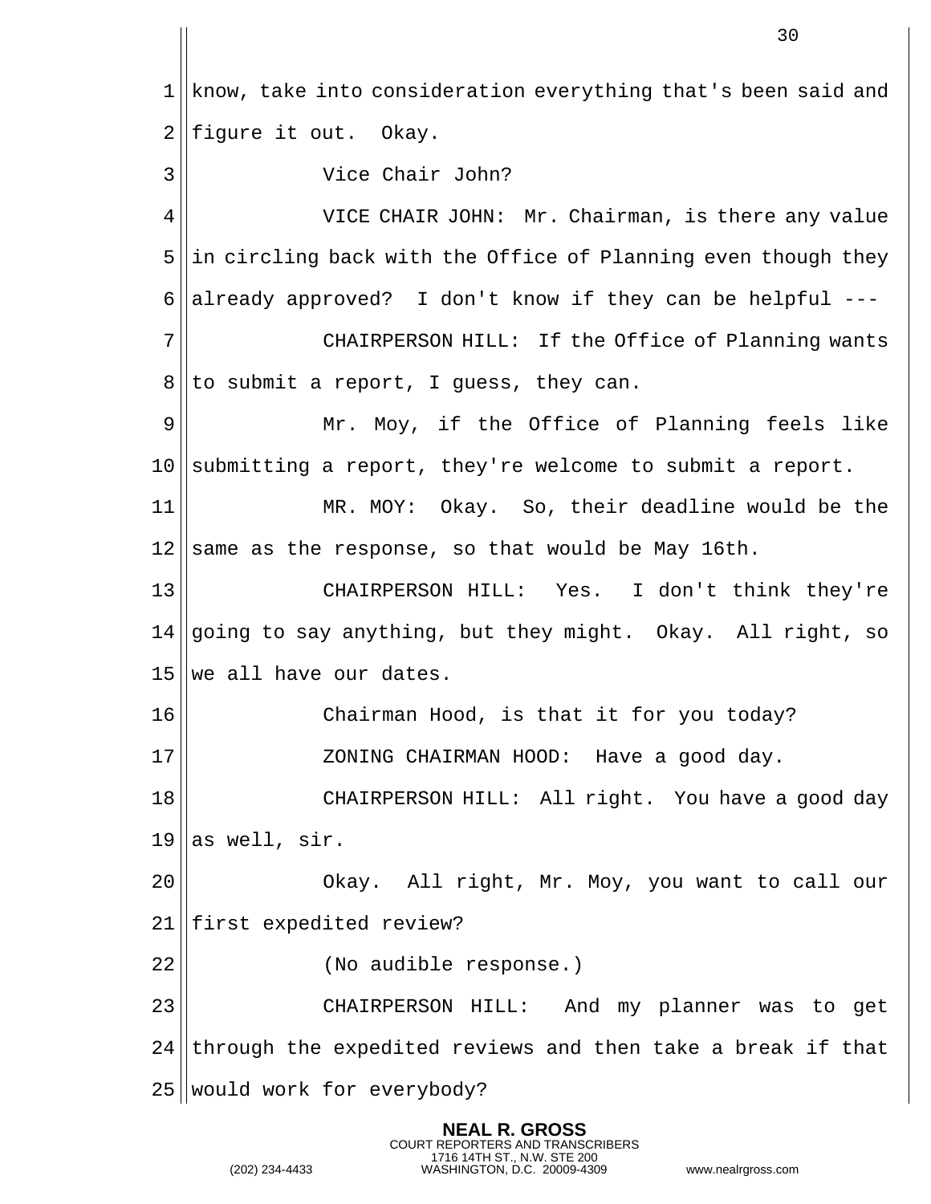know, take into consideration everything that's been said and figure it out. Okay.

Vice Chair John?

VICE CHAIR JOHN: Mr. Chairman, is there any value in circling back with the Office of Planning even though they already approved? I don't know if they can be helpful ---

CHAIRPERSON HILL: If the Office of Planning wants to submit a report, I guess, they can.

Mr. Moy, if the Office of Planning feels like submitting a report, they're welcome to submit a report.

MR. MOY: Okay. So, their deadline would be the same as the response, so that would be May 16th.

CHAIRPERSON HILL: Yes. I don't think they're going to say anything, but they might. Okay. All right, so we all have our dates.

Chairman Hood, is that it for you today?

ZONING CHAIRMAN HOOD: Have a good day.

CHAIRPERSON HILL: All right. You have a good day as well, sir.

Okay. All right, Mr. Moy, you want to call our first expedited review?

(No audible response.)

CHAIRPERSON HILL: And my planner was to get through the expedited reviews and then take a break if that would work for everybody?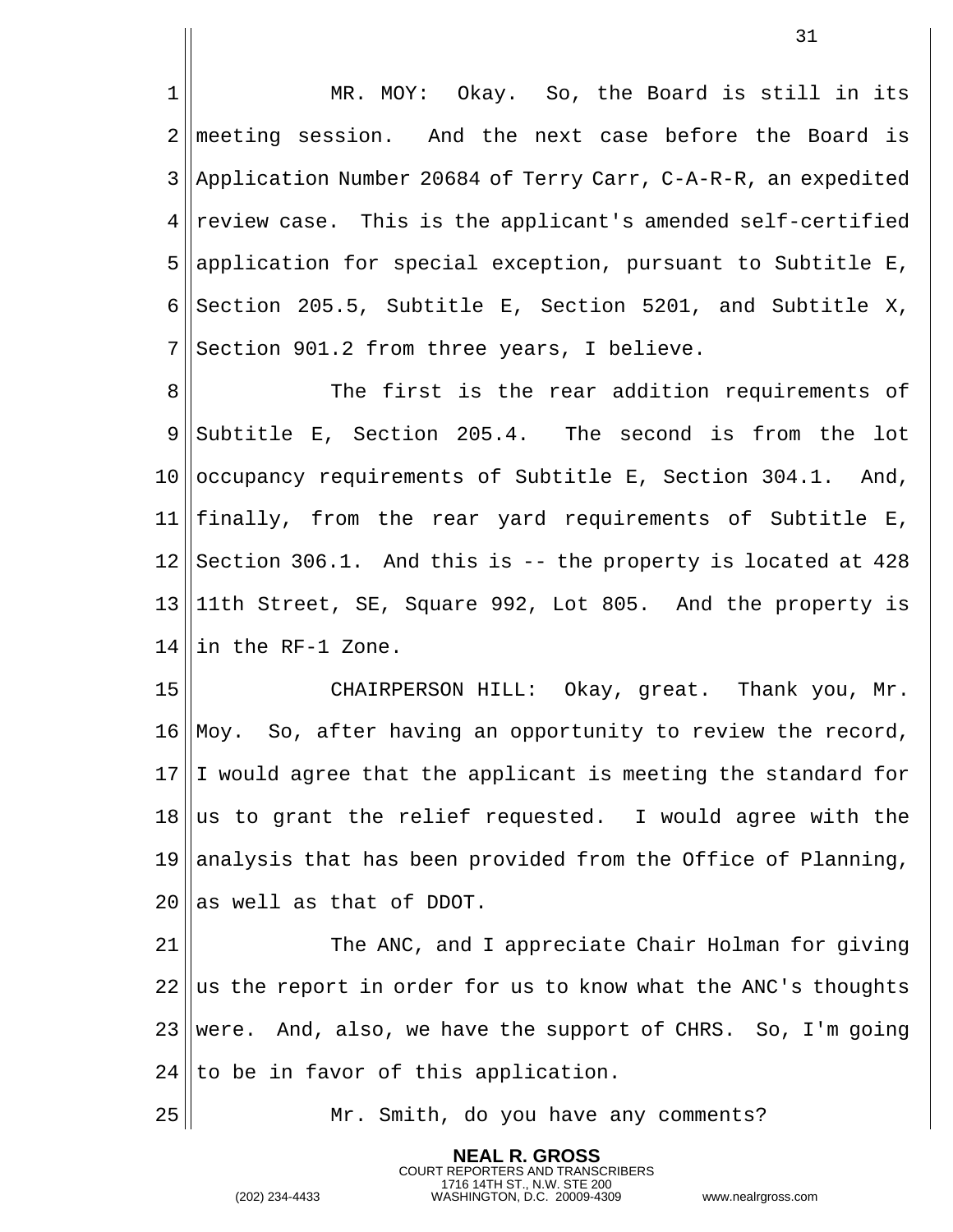MR. MOY: Okay. So, the Board is still in its meeting session. And the next case before the Board is Application Number 20684 of Terry Carr, C-A-R-R, an expedited review case. This is the applicant's amended self-certified application for special exception, pursuant to Subtitle E, Section 205.5, Subtitle E, Section 5201, and Subtitle X, Section 901.2 from three years, I believe.

The first is the rear addition requirements of Subtitle E, Section 205.4. The second is from the lot occupancy requirements of Subtitle E, Section 304.1. And, finally, from the rear yard requirements of Subtitle E, Section 306.1. And this is -- the property is located at 428 11th Street, SE, Square 992, Lot 805. And the property is in the RF-1 Zone.

CHAIRPERSON HILL: Okay, great. Thank you, Mr. Moy. So, after having an opportunity to review the record, I would agree that the applicant is meeting the standard for us to grant the relief requested. I would agree with the analysis that has been provided from the Office of Planning, as well as that of DDOT.

The ANC, and I appreciate Chair Holman for giving us the report in order for us to know what the ANC's thoughts were. And, also, we have the support of CHRS. So, I'm going to be in favor of this application.

Mr. Smith, do you have any comments?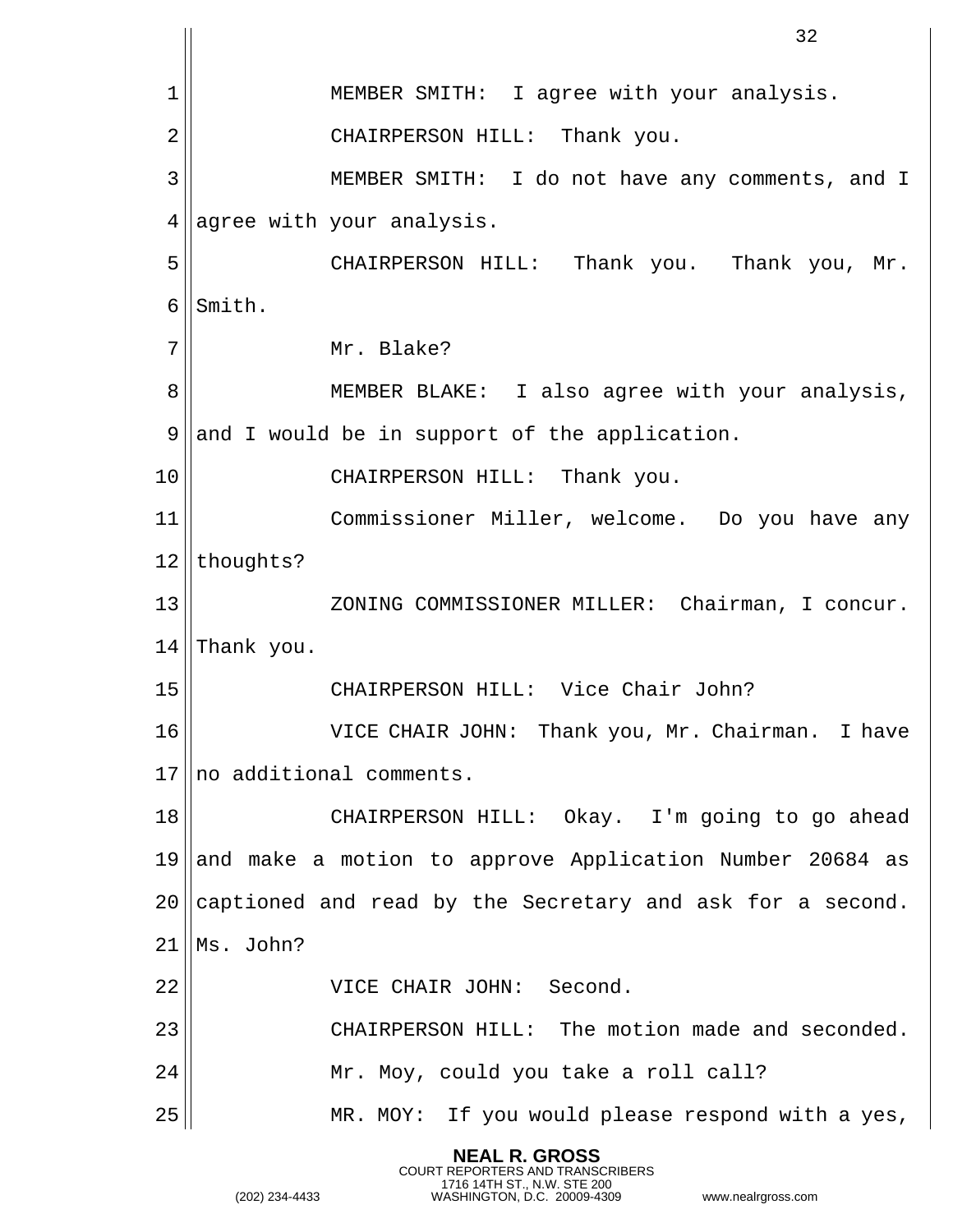MEMBER SMITH: I agree with your analysis.

CHAIRPERSON HILL: Thank you.

MEMBER SMITH: I do not have any comments, and I agree with your analysis.

CHAIRPERSON HILL: Thank you. Thank you, Mr. Smith.

Mr. Blake?

MEMBER BLAKE: I also agree with your analysis, and I would be in support of the application.

CHAIRPERSON HILL: Thank you.

Commissioner Miller, welcome. Do you have any thoughts?

ZONING COMMISSIONER MILLER: Chairman, I concur. Thank you.

CHAIRPERSON HILL: Vice Chair John?

VICE CHAIR JOHN: Thank you, Mr. Chairman. I have no additional comments.

CHAIRPERSON HILL: Okay. I'm going to go ahead and make a motion to approve Application Number 20684 as captioned and read by the Secretary and ask for a second. Ms. John?

VICE CHAIR JOHN: Second.

CHAIRPERSON HILL: The motion made and seconded.

Mr. Moy, could you take a roll call?

MR. MOY: If you would please respond with a yes,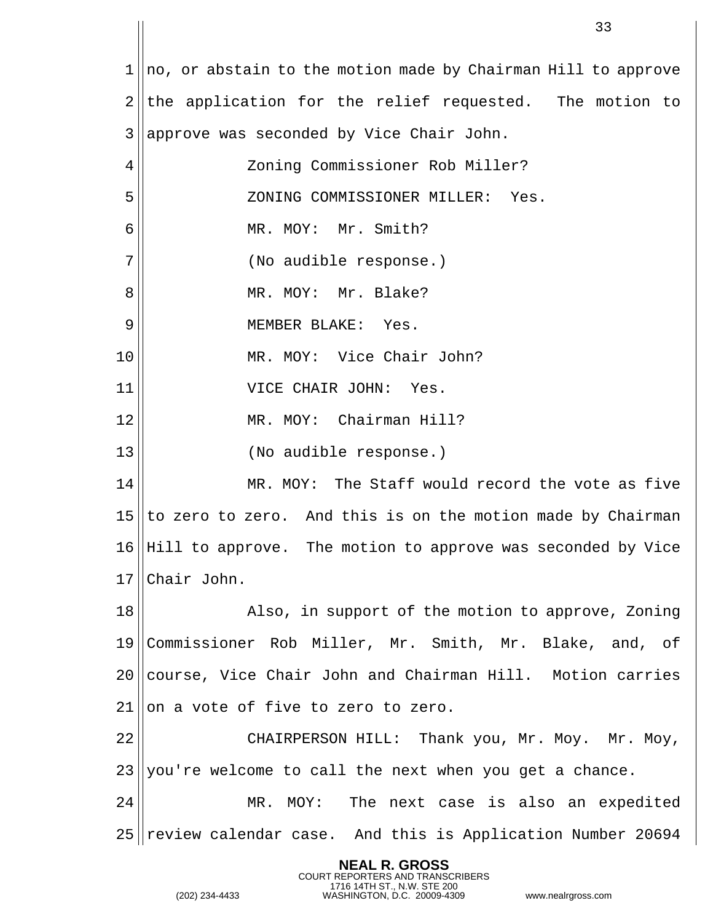no, or abstain to the motion made by Chairman Hill to approve the application for the relief requested. The motion to approve was seconded by Vice Chair John.

Zoning Commissioner Rob Miller?

ZONING COMMISSIONER MILLER: Yes.

MR. MOY: Mr. Smith?

(No audible response.)

MR. MOY: Mr. Blake?

MEMBER BLAKE: Yes.

MR. MOY: Vice Chair John?

VICE CHAIR JOHN: Yes.

MR. MOY: Chairman Hill?

(No audible response.)

MR. MOY: The Staff would record the vote as five to zero to zero. And this is on the motion made by Chairman Hill to approve. The motion to approve was seconded by Vice Chair John.

Also, in support of the motion to approve, Zoning Commissioner Rob Miller, Mr. Smith, Mr. Blake, and, of course, Vice Chair John and Chairman Hill. Motion carries on a vote of five to zero to zero.

CHAIRPERSON HILL: Thank you, Mr. Moy. Mr. Moy, you're welcome to call the next when you get a chance.

MR. MOY: The next case is also an expedited review calendar case. And this is Application Number 20694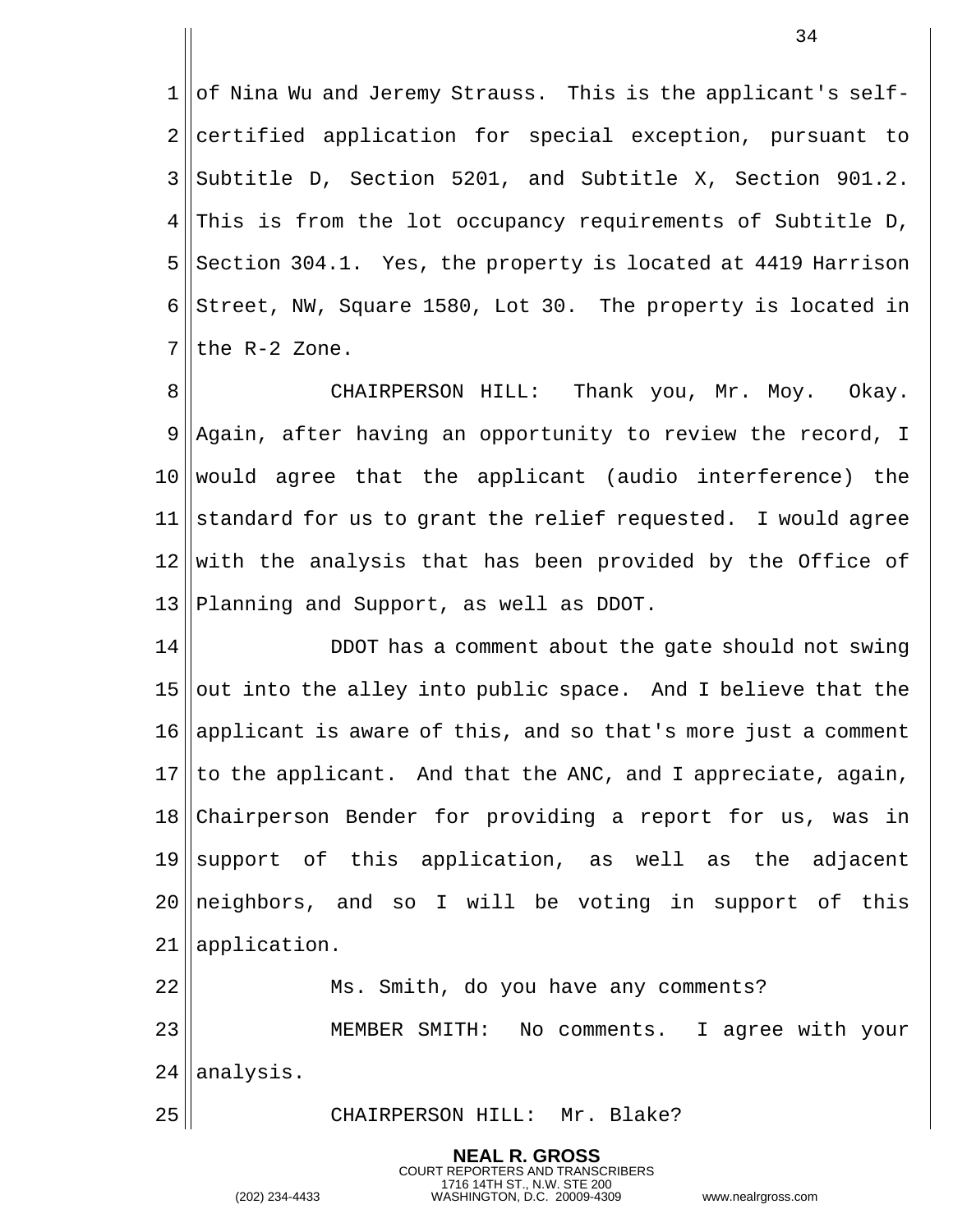of Nina Wu and Jeremy Strauss. This is the applicant's self-certified application for special exception, pursuant to Subtitle D, Section 5201, and Subtitle X, Section 901.2. This is from the lot occupancy requirements of Subtitle D, Section 304.1. Yes, the property is located at 4419 Harrison Street, NW, Square 1580, Lot 30. The property is located in the R-2 Zone.

CHAIRPERSON HILL: Thank you, Mr. Moy. Okay. Again, after having an opportunity to review the record, I would agree that the applicant (audio interference) the standard for us to grant the relief requested. I would agree with the analysis that has been provided by the Office of Planning and Support, as well as DDOT.

DDOT has a comment about the gate should not swing out into the alley into public space. And I believe that the applicant is aware of this, and so that's more just a comment to the applicant. And that the ANC, and I appreciate, again, Chairperson Bender for providing a report for us, was in support of this application, as well as the adjacent neighbors, and so I will be voting in support of this application.

Ms. Smith, do you have any comments?

MEMBER SMITH: No comments. I agree with your analysis.

CHAIRPERSON HILL: Mr. Blake?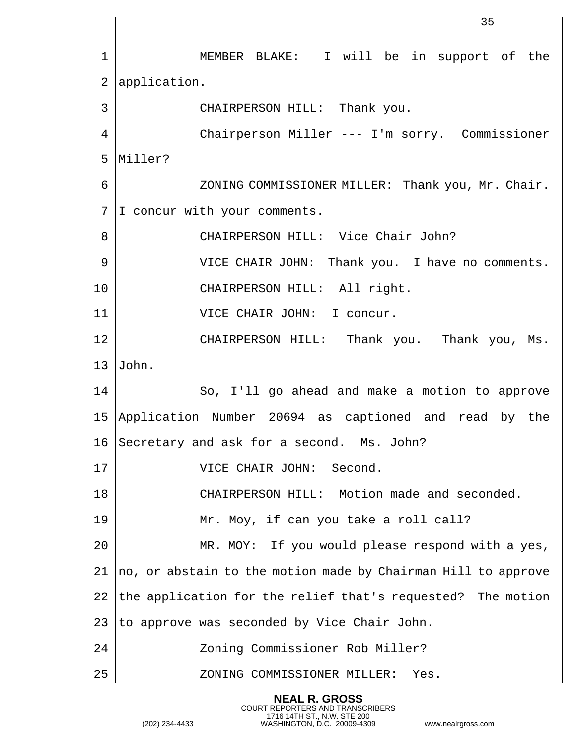MEMBER BLAKE: I will be in support of the application.

CHAIRPERSON HILL: Thank you.

Chairperson Miller --- I'm sorry. Commissioner Miller?

ZONING COMMISSIONER MILLER: Thank you, Mr. Chair. I concur with your comments.

CHAIRPERSON HILL: Vice Chair John?

VICE CHAIR JOHN: Thank you. I have no comments.

CHAIRPERSON HILL: All right.

VICE CHAIR JOHN: I concur.

CHAIRPERSON HILL: Thank you. Thank you, Ms. John.

So, I'll go ahead and make a motion to approve Application Number 20694 as captioned and read by the Secretary and ask for a second. Ms. John?

VICE CHAIR JOHN: Second.

CHAIRPERSON HILL: Motion made and seconded.

Mr. Moy, if can you take a roll call?

MR. MOY: If you would please respond with a yes, no, or abstain to the motion made by Chairman Hill to approve the application for the relief that's requested? The motion to approve was seconded by Vice Chair John.

Zoning Commissioner Rob Miller?

ZONING COMMISSIONER MILLER: Yes.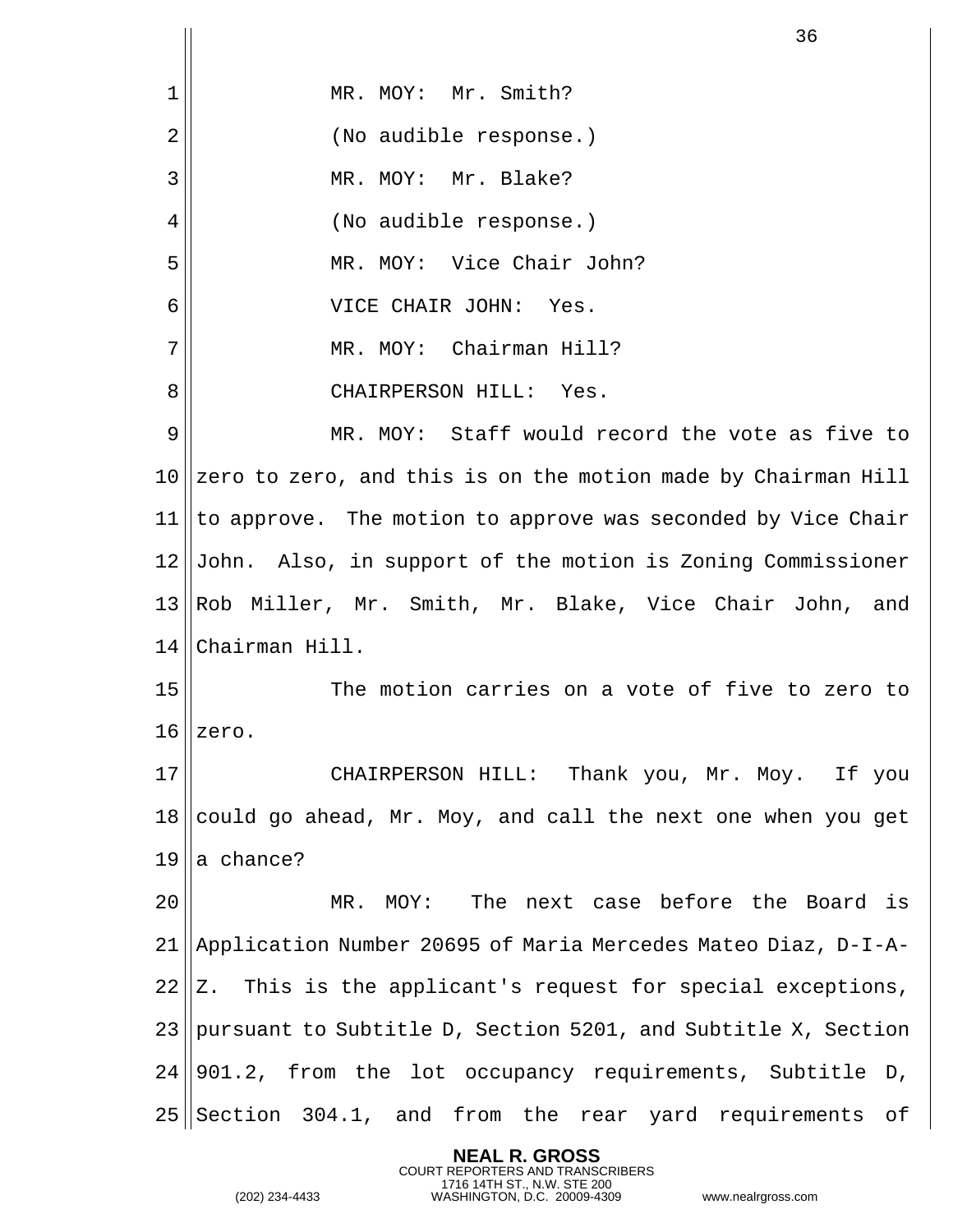MR. MOY: Mr. Smith?

(No audible response.)

MR. MOY: Mr. Blake?

(No audible response.)

MR. MOY: Vice Chair John?

VICE CHAIR JOHN: Yes.

MR. MOY: Chairman Hill?

CHAIRPERSON HILL: Yes.

MR. MOY: Staff would record the vote as five to zero to zero, and this is on the motion made by Chairman Hill to approve. The motion to approve was seconded by Vice Chair John. Also, in support of the motion is Zoning Commissioner Rob Miller, Mr. Smith, Mr. Blake, Vice Chair John, and Chairman Hill.

The motion carries on a vote of five to zero to zero.

CHAIRPERSON HILL: Thank you, Mr. Moy. If you could go ahead, Mr. Moy, and call the next one when you get a chance?

MR. MOY: The next case before the Board is Application Number 20695 of Maria Mercedes Mateo Diaz, D-I-A-Z. This is the applicant's request for special exceptions, pursuant to Subtitle D, Section 5201, and Subtitle X, Section 901.2, from the lot occupancy requirements, Subtitle D, Section 304.1, and from the rear yard requirements of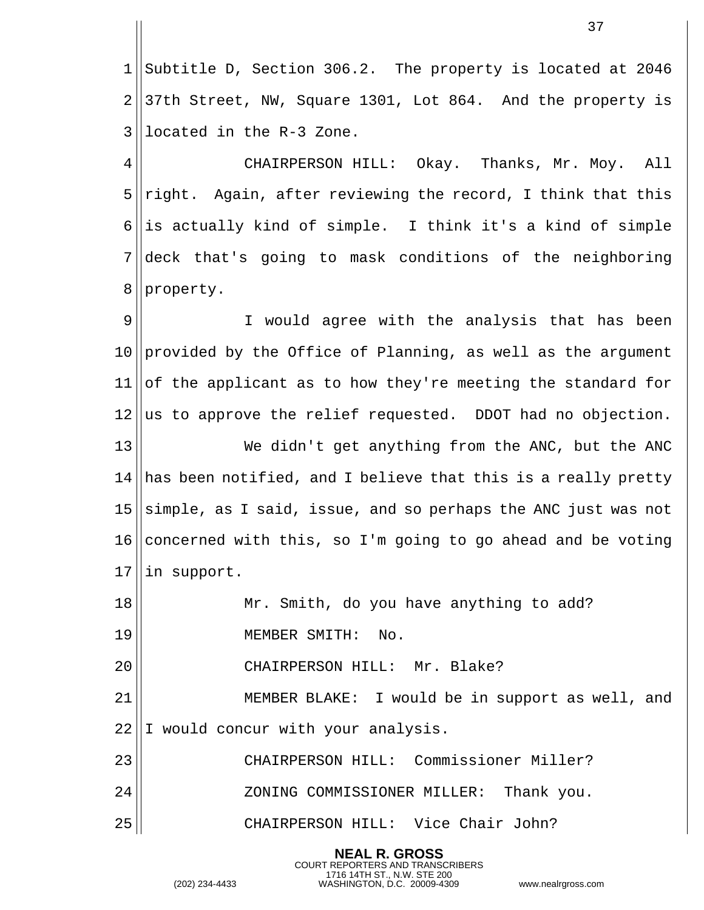Subtitle D, Section 306.2. The property is located at 2046 37th Street, NW, Square 1301, Lot 864. And the property is located in the R-3 Zone.

CHAIRPERSON HILL: Okay. Thanks, Mr. Moy. All right. Again, after reviewing the record, I think that this is actually kind of simple. I think it's a kind of simple deck that's going to mask conditions of the neighboring property.

I would agree with the analysis that has been provided by the Office of Planning, as well as the argument of the applicant as to how they're meeting the standard for us to approve the relief requested. DDOT had no objection.

We didn't get anything from the ANC, but the ANC has been notified, and I believe that this is a really pretty simple, as I said, issue, and so perhaps the ANC just was not concerned with this, so I'm going to go ahead and be voting in support.

Mr. Smith, do you have anything to add?

MEMBER SMITH: No.

CHAIRPERSON HILL: Mr. Blake?

MEMBER BLAKE: I would be in support as well, and I would concur with your analysis.

CHAIRPERSON HILL: Commissioner Miller?

ZONING COMMISSIONER MILLER: Thank you.

CHAIRPERSON HILL: Vice Chair John?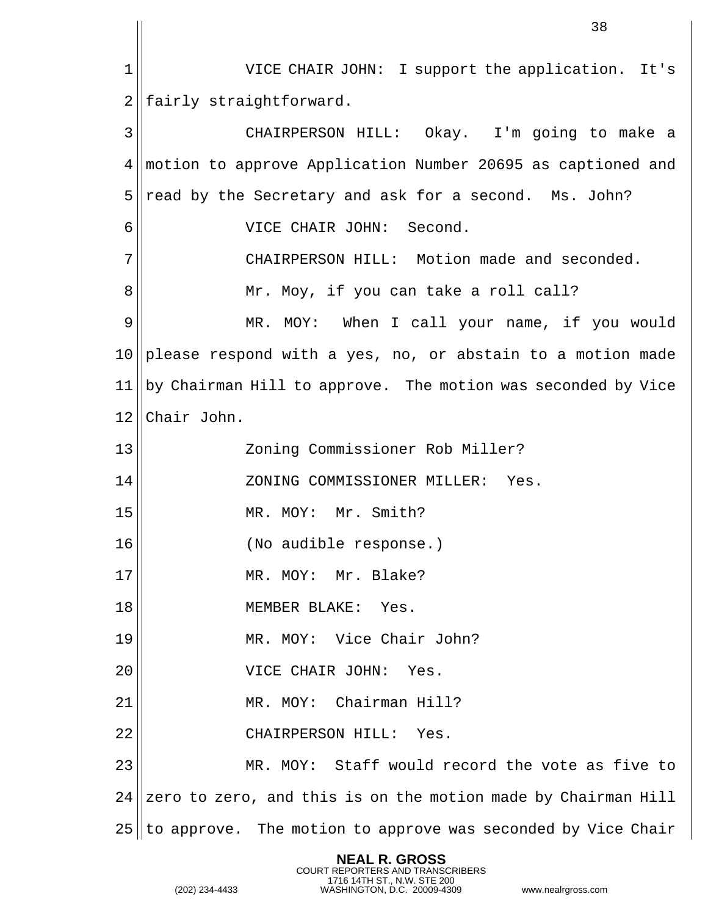VICE CHAIR JOHN: I support the application. It's fairly straightforward.

CHAIRPERSON HILL: Okay. I'm going to make a motion to approve Application Number 20695 as captioned and read by the Secretary and ask for a second. Ms. John?

VICE CHAIR JOHN: Second.

CHAIRPERSON HILL: Motion made and seconded.

Mr. Moy, if you can take a roll call?

MR. MOY: When I call your name, if you would please respond with a yes, no, or abstain to a motion made by Chairman Hill to approve. The motion was seconded by Vice Chair John.

Zoning Commissioner Rob Miller?

ZONING COMMISSIONER MILLER: Yes.

MR. MOY: Mr. Smith?

(No audible response.)

MR. MOY: Mr. Blake?

MEMBER BLAKE: Yes.

MR. MOY: Vice Chair John?

VICE CHAIR JOHN: Yes.

MR. MOY: Chairman Hill?

CHAIRPERSON HILL: Yes.

MR. MOY: Staff would record the vote as five to zero to zero, and this is on the motion made by Chairman Hill to approve. The motion to approve was seconded by Vice Chair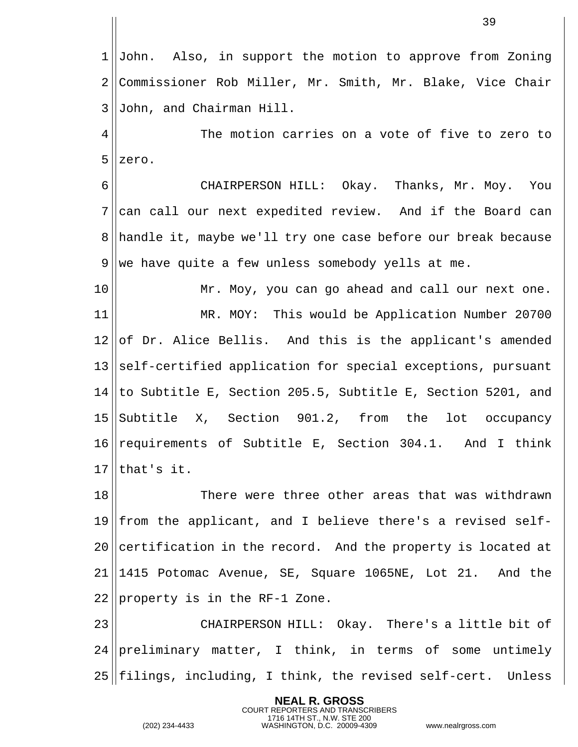John. Also, in support the motion to approve from Zoning Commissioner Rob Miller, Mr. Smith, Mr. Blake, Vice Chair John, and Chairman Hill.

The motion carries on a vote of five to zero to zero.

CHAIRPERSON HILL: Okay. Thanks, Mr. Moy. You can call our next expedited review. And if the Board can handle it, maybe we'll try one case before our break because we have quite a few unless somebody yells at me.

Mr. Moy, you can go ahead and call our next one.

MR. MOY: This would be Application Number 20700 of Dr. Alice Bellis. And this is the applicant's amended self-certified application for special exceptions, pursuant to Subtitle E, Section 205.5, Subtitle E, Section 5201, and Subtitle X, Section 901.2, from the lot occupancy requirements of Subtitle E, Section 304.1. And I think that's it.

There were three other areas that was withdrawn from the applicant, and I believe there's a revised self-certification in the record. And the property is located at 1415 Potomac Avenue, SE, Square 1065NE, Lot 21. And the property is in the RF-1 Zone.

CHAIRPERSON HILL: Okay. There's a little bit of preliminary matter, I think, in terms of some untimely filings, including, I think, the revised self-cert. Unless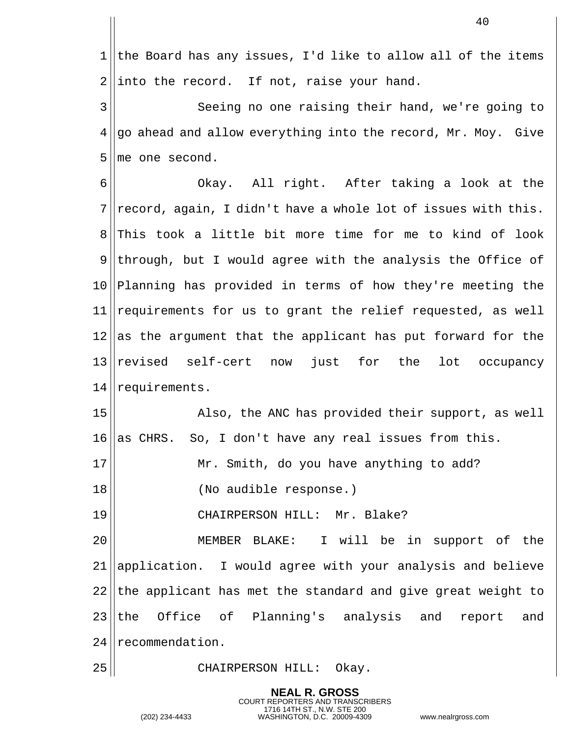the Board has any issues, I'd like to allow all of the items into the record. If not, raise your hand.

Seeing no one raising their hand, we're going to go ahead and allow everything into the record, Mr. Moy. Give me one second.

Okay. All right. After taking a look at the record, again, I didn't have a whole lot of issues with this. This took a little bit more time for me to kind of look through, but I would agree with the analysis the Office of Planning has provided in terms of how they're meeting the requirements for us to grant the relief requested, as well as the argument that the applicant has put forward for the revised self-cert now just for the lot occupancy requirements.

Also, the ANC has provided their support, as well as CHRS. So, I don't have any real issues from this.

Mr. Smith, do you have anything to add?

(No audible response.)

CHAIRPERSON HILL: Mr. Blake?

MEMBER BLAKE: I will be in support of the application. I would agree with your analysis and believe the applicant has met the standard and give great weight to the Office of Planning's analysis and report and recommendation.

CHAIRPERSON HILL: Okay.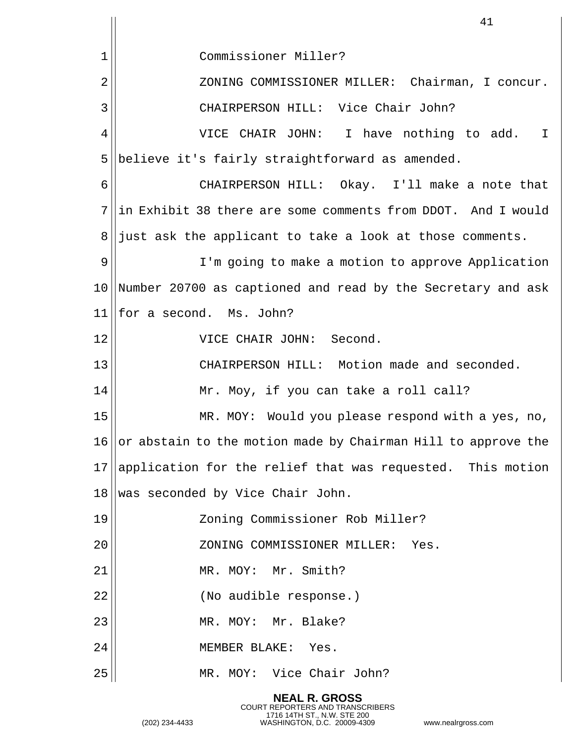Commissioner Miller?

ZONING COMMISSIONER MILLER: Chairman, I concur.

CHAIRPERSON HILL: Vice Chair John?

VICE CHAIR JOHN: I have nothing to add. I believe it's fairly straightforward as amended.

CHAIRPERSON HILL: Okay. I'll make a note that in Exhibit 38 there are some comments from DDOT. And I would just ask the applicant to take a look at those comments.

I'm going to make a motion to approve Application Number 20700 as captioned and read by the Secretary and ask for a second. Ms. John?

VICE CHAIR JOHN: Second.

CHAIRPERSON HILL: Motion made and seconded.

Mr. Moy, if you can take a roll call?

MR. MOY: Would you please respond with a yes, no, or abstain to the motion made by Chairman Hill to approve the application for the relief that was requested. This motion was seconded by Vice Chair John.

Zoning Commissioner Rob Miller?

ZONING COMMISSIONER MILLER: Yes.

MR. MOY: Mr. Smith?

(No audible response.)

MR. MOY: Mr. Blake?

MEMBER BLAKE: Yes.

MR. MOY: Vice Chair John?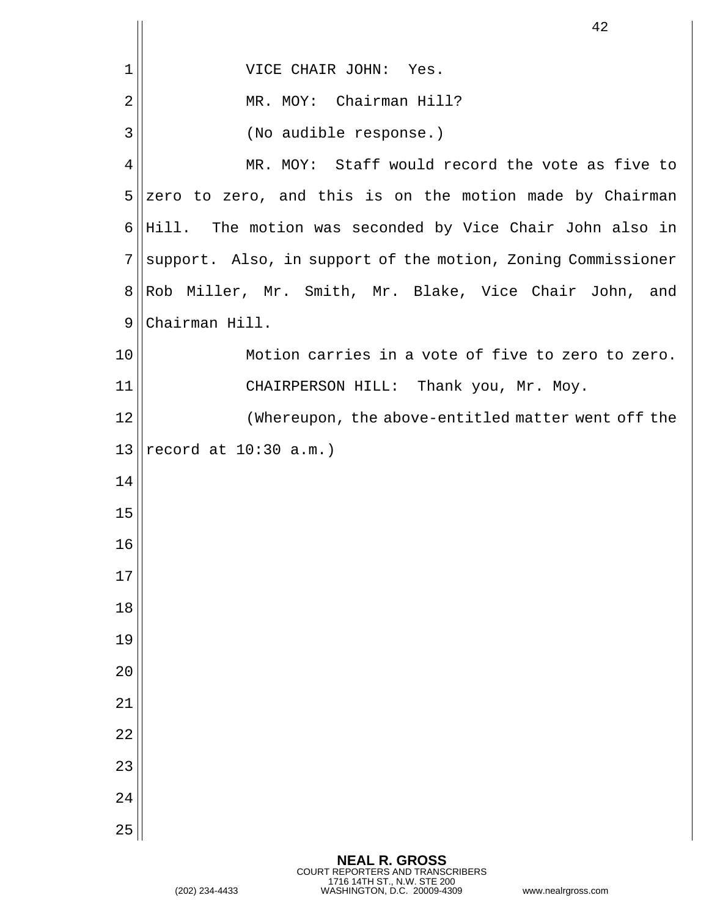VICE CHAIR JOHN: Yes.

MR. MOY: Chairman Hill?

(No audible response.)

MR. MOY: Staff would record the vote as five to zero to zero, and this is on the motion made by Chairman Hill. The motion was seconded by Vice Chair John also in support. Also, in support of the motion, Zoning Commissioner Rob Miller, Mr. Smith, Mr. Blake, Vice Chair John, and Chairman Hill.

Motion carries in a vote of five to zero to zero.

CHAIRPERSON HILL: Thank you, Mr. Moy.

(Whereupon, the above-entitled matter went off the record at 10:30 a.m.)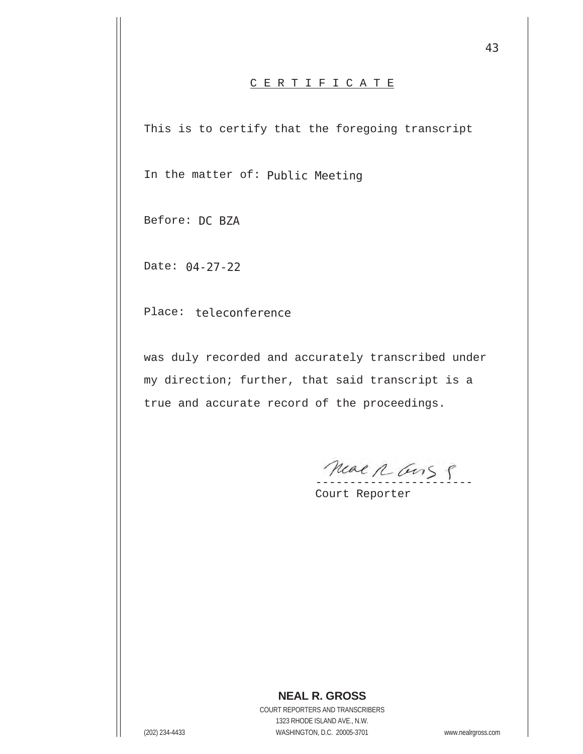# C E R T I F I C A T E

This is to certify that the foregoing transcript

In the matter of: Public Meeting

Before: DC BZA

Date: 04-27-22

Place: teleconference

was duly recorded and accurately transcribed under my direction; further, that said transcript is a true and accurate record of the proceedings.

-----------------------
Court Reporter

**NEAL R. GROSS**

COURT REPORTERS AND TRANSCRIBERS

1323 RHODE ISLAND AVE., N.W.

(202) 234-4433 WASHINGTON, D.C. 20005-3701 www.nealrgross.com